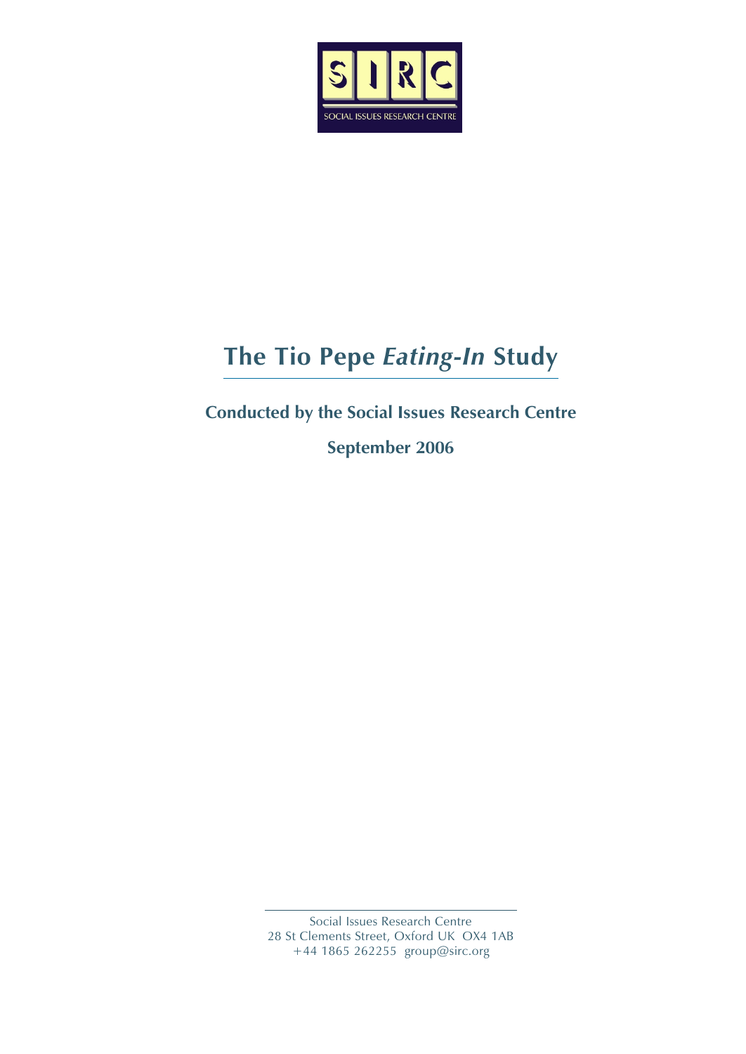SIRC

SOCIAL ISSUES RESEARCH CENTRE

# The Tio Pepe *Eating-In* Study

## Conducted by the Social Issues Research Centre

## September 2006

Social Issues Research Centre
28 St Clements Street, Oxford UK OX4 1AB
+44 1865 262255 group@sirc.org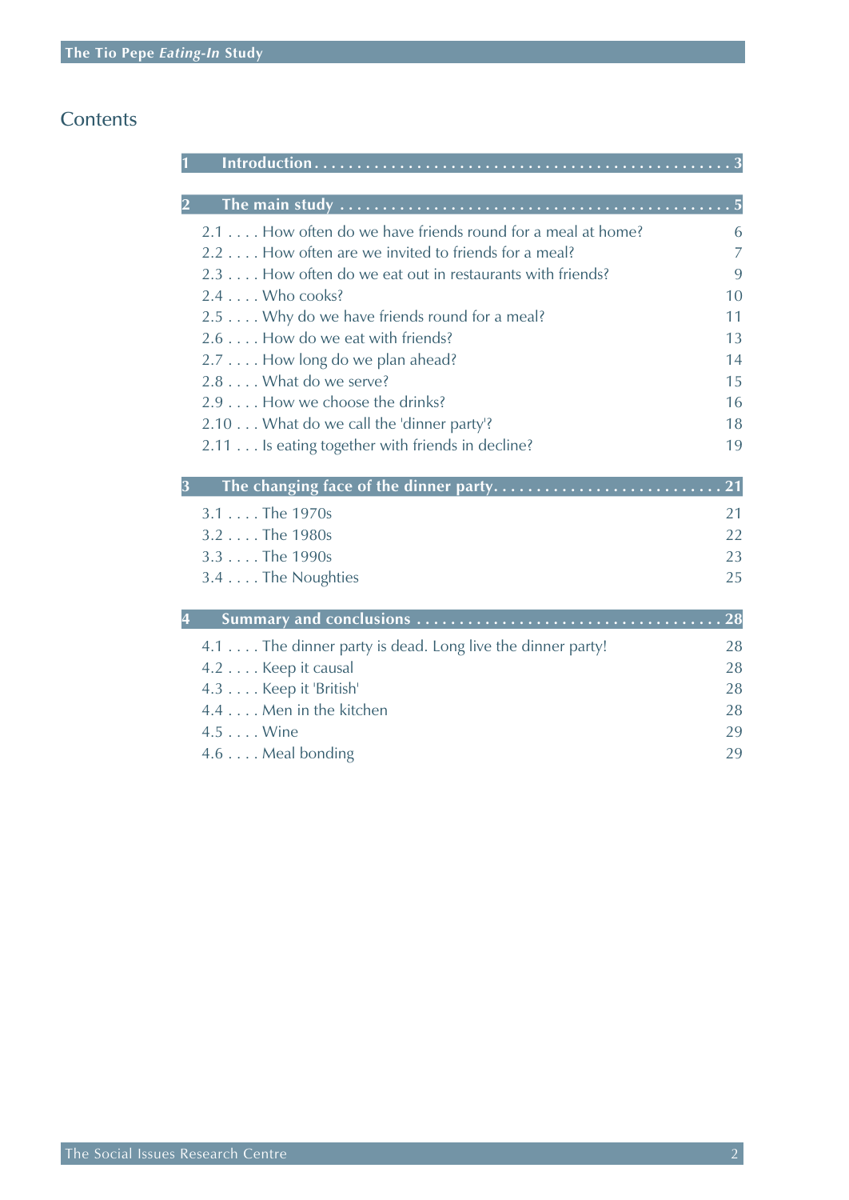# Contents

**1 Introduction . . . . . . . . . . . . . . . . . . . . . . . . . . . . . . . . . . . . . . . . . . . . . . . . 3**

**2 The main study . . . . . . . . . . . . . . . . . . . . . . . . . . . . . . . . . . . . . . . . . . . . . . 5**

2.1 . . . . How often do we have friends round for a meal at home? 6
2.2 . . . . How often are we invited to friends for a meal? 7
2.3 . . . . How often do we eat out in restaurants with friends? 9
2.4 . . . . Who cooks? 10
2.5 . . . . Why do we have friends round for a meal? 11
2.6 . . . . How do we eat with friends? 13
2.7 . . . . How long do we plan ahead? 14
2.8 . . . . What do we serve? 15
2.9 . . . . How we choose the drinks? 16
2.10 . . . What do we call the 'dinner party'? 18
2.11 . . . Is eating together with friends in decline? 19

**3 The changing face of the dinner party. . . . . . . . . . . . . . . . . . . . . . . . . . . 21**

3.1 . . . . The 1970s 21
3.2 . . . . The 1980s 22
3.3 . . . . The 1990s 23
3.4 . . . . The Noughties 25

**4 Summary and conclusions . . . . . . . . . . . . . . . . . . . . . . . . . . . . . . . . . . . 28**

4.1 . . . . The dinner party is dead. Long live the dinner party! 28
4.2 . . . . Keep it causal 28
4.3 . . . . Keep it 'British' 28
4.4 . . . . Men in the kitchen 28
4.5 . . . . Wine 29
4.6 . . . . Meal bonding 29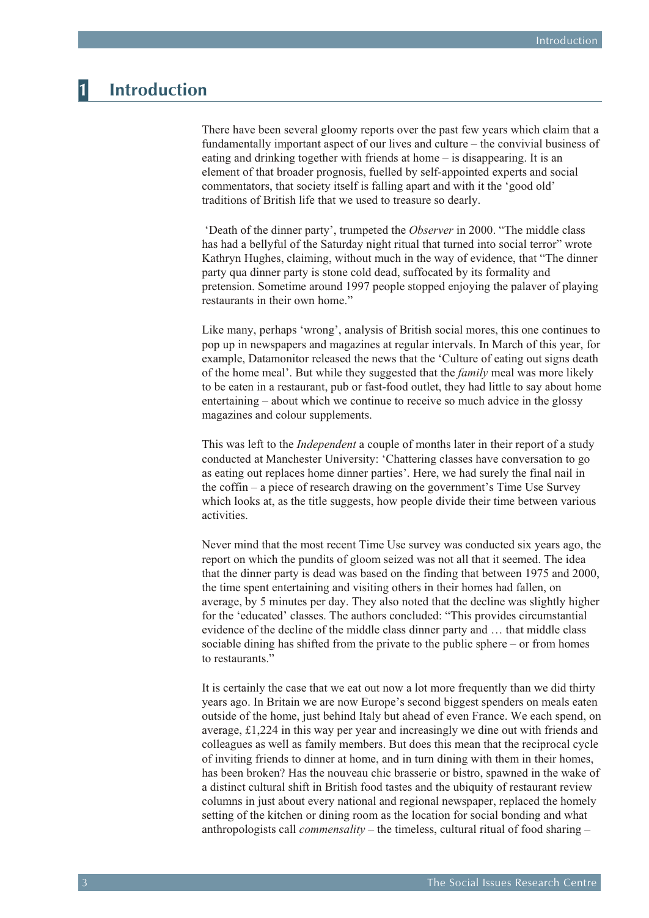# 1 Introduction

There have been several gloomy reports over the past few years which claim that a fundamentally important aspect of our lives and culture – the convivial business of eating and drinking together with friends at home – is disappearing. It is an element of that broader prognosis, fuelled by self-appointed experts and social commentators, that society itself is falling apart and with it the 'good old' traditions of British life that we used to treasure so dearly.

'Death of the dinner party', trumpeted the *Observer* in 2000. "The middle class has had a bellyful of the Saturday night ritual that turned into social terror" wrote Kathryn Hughes, claiming, without much in the way of evidence, that "The dinner party qua dinner party is stone cold dead, suffocated by its formality and pretension. Sometime around 1997 people stopped enjoying the palaver of playing restaurants in their own home."

Like many, perhaps 'wrong', analysis of British social mores, this one continues to pop up in newspapers and magazines at regular intervals. In March of this year, for example, Datamonitor released the news that the 'Culture of eating out signs death of the home meal'. But while they suggested that the *family* meal was more likely to be eaten in a restaurant, pub or fast-food outlet, they had little to say about home entertaining – about which we continue to receive so much advice in the glossy magazines and colour supplements.

This was left to the *Independent* a couple of months later in their report of a study conducted at Manchester University: 'Chattering classes have conversation to go as eating out replaces home dinner parties'. Here, we had surely the final nail in the coffin – a piece of research drawing on the government's Time Use Survey which looks at, as the title suggests, how people divide their time between various activities.

Never mind that the most recent Time Use survey was conducted six years ago, the report on which the pundits of gloom seized was not all that it seemed. The idea that the dinner party is dead was based on the finding that between 1975 and 2000, the time spent entertaining and visiting others in their homes had fallen, on average, by 5 minutes per day. They also noted that the decline was slightly higher for the 'educated' classes. The authors concluded: "This provides circumstantial evidence of the decline of the middle class dinner party and … that middle class sociable dining has shifted from the private to the public sphere – or from homes to restaurants."

It is certainly the case that we eat out now a lot more frequently than we did thirty years ago. In Britain we are now Europe's second biggest spenders on meals eaten outside of the home, just behind Italy but ahead of even France. We each spend, on average, £1,224 in this way per year and increasingly we dine out with friends and colleagues as well as family members. But does this mean that the reciprocal cycle of inviting friends to dinner at home, and in turn dining with them in their homes, has been broken? Has the nouveau chic brasserie or bistro, spawned in the wake of a distinct cultural shift in British food tastes and the ubiquity of restaurant review columns in just about every national and regional newspaper, replaced the homely setting of the kitchen or dining room as the location for social bonding and what anthropologists call *commensality* – the timeless, cultural ritual of food sharing –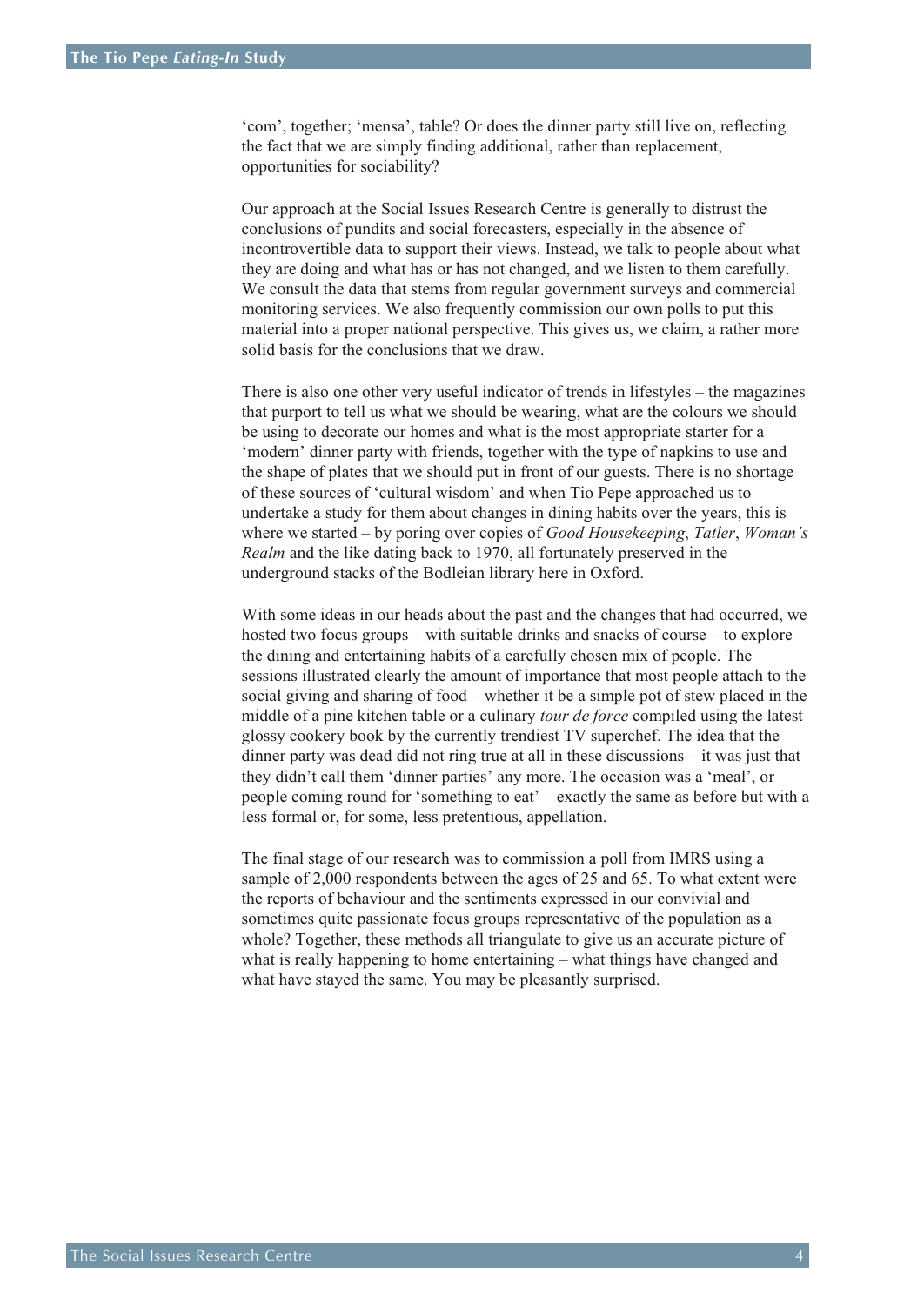'com', together; 'mensa', table? Or does the dinner party still live on, reflecting the fact that we are simply finding additional, rather than replacement, opportunities for sociability?

Our approach at the Social Issues Research Centre is generally to distrust the conclusions of pundits and social forecasters, especially in the absence of incontrovertible data to support their views. Instead, we talk to people about what they are doing and what has or has not changed, and we listen to them carefully. We consult the data that stems from regular government surveys and commercial monitoring services. We also frequently commission our own polls to put this material into a proper national perspective. This gives us, we claim, a rather more solid basis for the conclusions that we draw.

There is also one other very useful indicator of trends in lifestyles – the magazines that purport to tell us what we should be wearing, what are the colours we should be using to decorate our homes and what is the most appropriate starter for a 'modern' dinner party with friends, together with the type of napkins to use and the shape of plates that we should put in front of our guests. There is no shortage of these sources of 'cultural wisdom' and when Tio Pepe approached us to undertake a study for them about changes in dining habits over the years, this is where we started – by poring over copies of *Good Housekeeping*, *Tatler*, *Woman's Realm* and the like dating back to 1970, all fortunately preserved in the underground stacks of the Bodleian library here in Oxford.

With some ideas in our heads about the past and the changes that had occurred, we hosted two focus groups – with suitable drinks and snacks of course – to explore the dining and entertaining habits of a carefully chosen mix of people. The sessions illustrated clearly the amount of importance that most people attach to the social giving and sharing of food – whether it be a simple pot of stew placed in the middle of a pine kitchen table or a culinary *tour de force* compiled using the latest glossy cookery book by the currently trendiest TV superchef. The idea that the dinner party was dead did not ring true at all in these discussions – it was just that they didn't call them 'dinner parties' any more. The occasion was a 'meal', or people coming round for 'something to eat' – exactly the same as before but with a less formal or, for some, less pretentious, appellation.

The final stage of our research was to commission a poll from IMRS using a sample of 2,000 respondents between the ages of 25 and 65. To what extent were the reports of behaviour and the sentiments expressed in our convivial and sometimes quite passionate focus groups representative of the population as a whole? Together, these methods all triangulate to give us an accurate picture of what is really happening to home entertaining – what things have changed and what have stayed the same. You may be pleasantly surprised.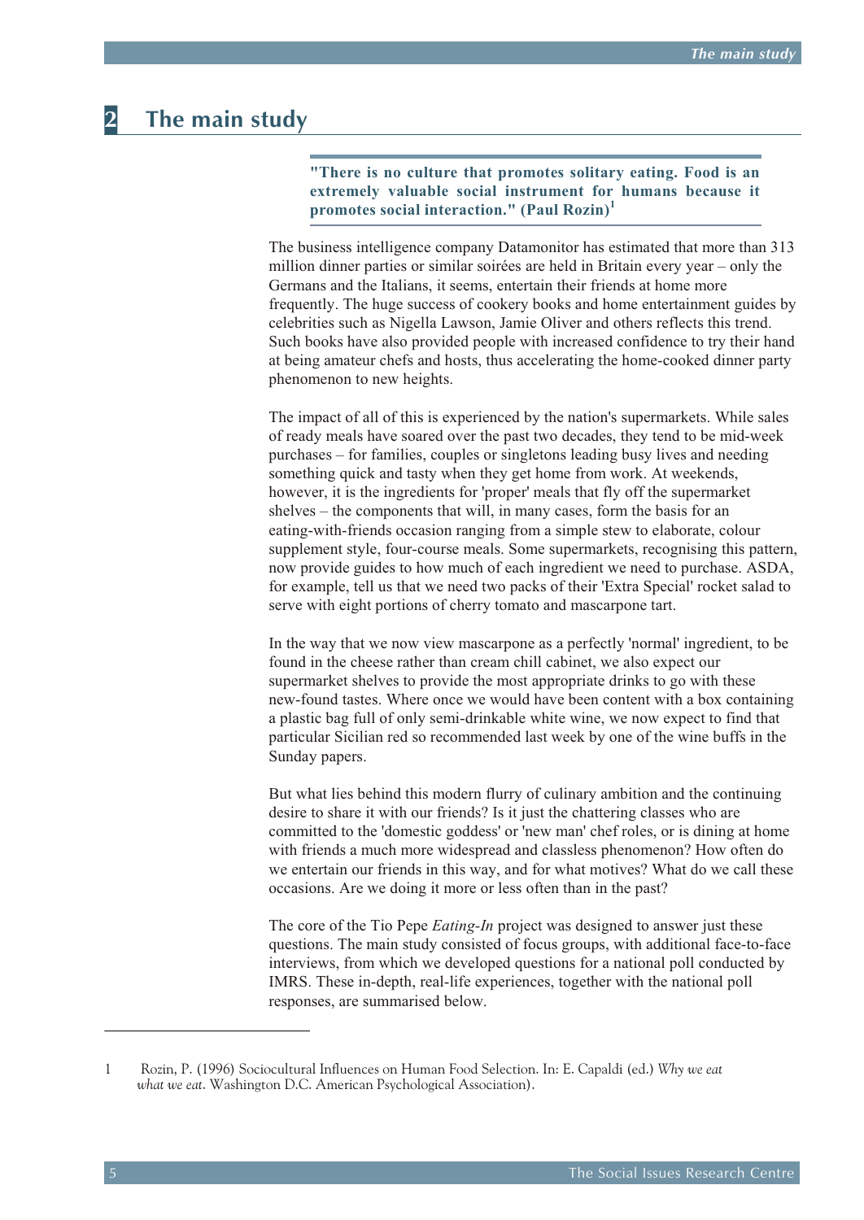# 2 The main study

> **"There is no culture that promotes solitary eating. Food is an extremely valuable social instrument for humans because it promotes social interaction." (Paul Rozin)[1]**

The business intelligence company Datamonitor has estimated that more than 313 million dinner parties or similar soirées are held in Britain every year – only the Germans and the Italians, it seems, entertain their friends at home more frequently. The huge success of cookery books and home entertainment guides by celebrities such as Nigella Lawson, Jamie Oliver and others reflects this trend. Such books have also provided people with increased confidence to try their hand at being amateur chefs and hosts, thus accelerating the home-cooked dinner party phenomenon to new heights.

The impact of all of this is experienced by the nation's supermarkets. While sales of ready meals have soared over the past two decades, they tend to be mid-week purchases – for families, couples or singletons leading busy lives and needing something quick and tasty when they get home from work. At weekends, however, it is the ingredients for 'proper' meals that fly off the supermarket shelves – the components that will, in many cases, form the basis for an eating-with-friends occasion ranging from a simple stew to elaborate, colour supplement style, four-course meals. Some supermarkets, recognising this pattern, now provide guides to how much of each ingredient we need to purchase. ASDA, for example, tell us that we need two packs of their 'Extra Special' rocket salad to serve with eight portions of cherry tomato and mascarpone tart.

In the way that we now view mascarpone as a perfectly 'normal' ingredient, to be found in the cheese rather than cream chill cabinet, we also expect our supermarket shelves to provide the most appropriate drinks to go with these new-found tastes. Where once we would have been content with a box containing a plastic bag full of only semi-drinkable white wine, we now expect to find that particular Sicilian red so recommended last week by one of the wine buffs in the Sunday papers.

But what lies behind this modern flurry of culinary ambition and the continuing desire to share it with our friends? Is it just the chattering classes who are committed to the 'domestic goddess' or 'new man' chef roles, or is dining at home with friends a much more widespread and classless phenomenon? How often do we entertain our friends in this way, and for what motives? What do we call these occasions. Are we doing it more or less often than in the past?

The core of the Tio Pepe *Eating-In* project was designed to answer just these questions. The main study consisted of focus groups, with additional face-to-face interviews, from which we developed questions for a national poll conducted by IMRS. These in-depth, real-life experiences, together with the national poll responses, are summarised below.

---

1 Rozin, P. (1996) Sociocultural Influences on Human Food Selection. In: E. Capaldi (ed.) *Why we eat what we eat*. Washington D.C. American Psychological Association).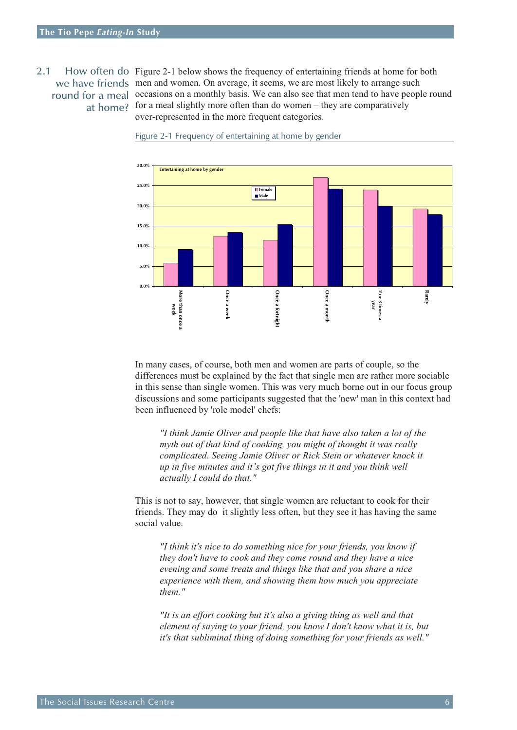## 2.1 How often do we have friends round for a meal at home?

Figure 2-1 below shows the frequency of entertaining friends at home for both men and women. On average, it seems, we are most likely to arrange such occasions on a monthly basis. We can also see that men tend to have people round for a meal slightly more often than do women – they are comparatively over-represented in the more frequent categories.

Figure 2-1 Frequency of entertaining at home by gender

In many cases, of course, both men and women are parts of couple, so the differences must be explained by the fact that single men are rather more sociable in this sense than single women. This was very much borne out in our focus group discussions and some participants suggested that the 'new' man in this context had been influenced by 'role model' chefs:

> *"I think Jamie Oliver and people like that have also taken a lot of the myth out of that kind of cooking, you might of thought it was really complicated. Seeing Jamie Oliver or Rick Stein or whatever knock it up in five minutes and it's got five things in it and you think well actually I could do that."*

This is not to say, however, that single women are reluctant to cook for their friends. They may do it slightly less often, but they see it has having the same social value.

> *"I think it's nice to do something nice for your friends, you know if they don't have to cook and they come round and they have a nice evening and some treats and things like that and you share a nice experience with them, and showing them how much you appreciate them."*

> *"It is an effort cooking but it's also a giving thing as well and that element of saying to your friend, you know I don't know what it is, but it's that subliminal thing of doing something for your friends as well."*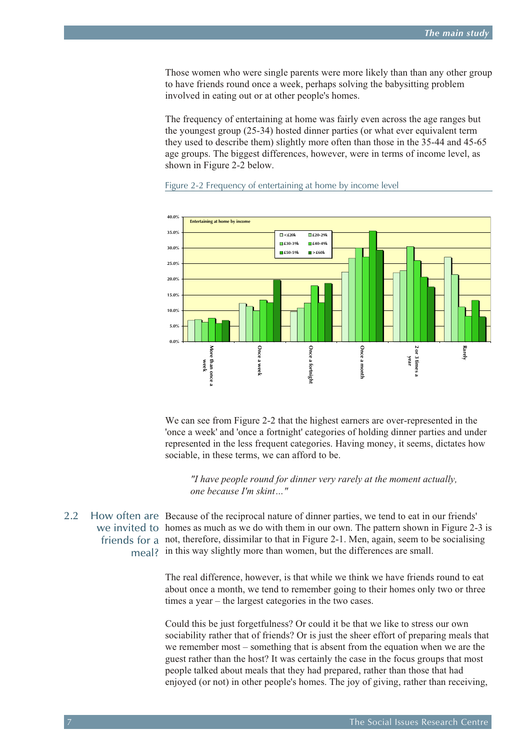Those women who were single parents were more likely than than any other group to have friends round once a week, perhaps solving the babysitting problem involved in eating out or at other people's homes.

The frequency of entertaining at home was fairly even across the age ranges but the youngest group (25-34) hosted dinner parties (or what ever equivalent term they used to describe them) slightly more often than those in the 35-44 and 45-65 age groups. The biggest differences, however, were in terms of income level, as shown in Figure 2-2 below.

Figure 2-2 Frequency of entertaining at home by income level

We can see from Figure 2-2 that the highest earners are over-represented in the 'once a week' and 'once a fortnight' categories of holding dinner parties and under represented in the less frequent categories. Having money, it seems, dictates how sociable, in these terms, we can afford to be.

> *"I have people round for dinner very rarely at the moment actually, one because I'm skint…"*

## 2.2 How often are we invited to friends for a meal?

Because of the reciprocal nature of dinner parties, we tend to eat in our friends' homes as much as we do with them in our own. The pattern shown in Figure 2-3 is not, therefore, dissimilar to that in Figure 2-1. Men, again, seem to be socialising in this way slightly more than women, but the differences are small.

The real difference, however, is that while we think we have friends round to eat about once a month, we tend to remember going to their homes only two or three times a year – the largest categories in the two cases.

Could this be just forgetfulness? Or could it be that we like to stress our own sociability rather that of friends? Or is just the sheer effort of preparing meals that we remember most – something that is absent from the equation when we are the guest rather than the host? It was certainly the case in the focus groups that most people talked about meals that they had prepared, rather than those that had enjoyed (or not) in other people's homes. The joy of giving, rather than receiving,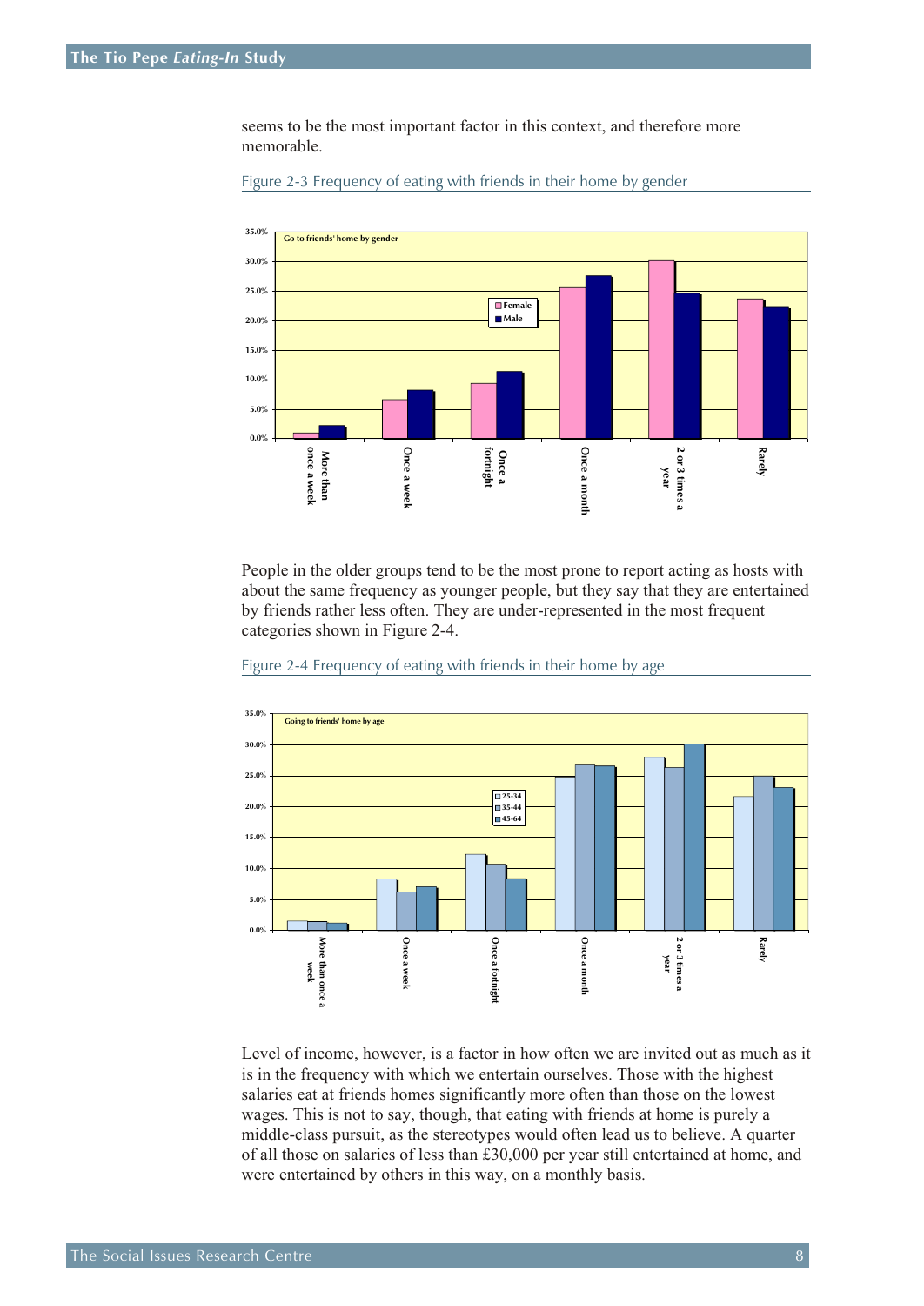seems to be the most important factor in this context, and therefore more memorable.

Figure 2-3 Frequency of eating with friends in their home by gender

People in the older groups tend to be the most prone to report acting as hosts with about the same frequency as younger people, but they say that they are entertained by friends rather less often. They are under-represented in the most frequent categories shown in Figure 2-4.

Figure 2-4 Frequency of eating with friends in their home by age

Level of income, however, is a factor in how often we are invited out as much as it is in the frequency with which we entertain ourselves. Those with the highest salaries eat at friends homes significantly more often than those on the lowest wages. This is not to say, though, that eating with friends at home is purely a middle-class pursuit, as the stereotypes would often lead us to believe. A quarter of all those on salaries of less than £30,000 per year still entertained at home, and were entertained by others in this way, on a monthly basis.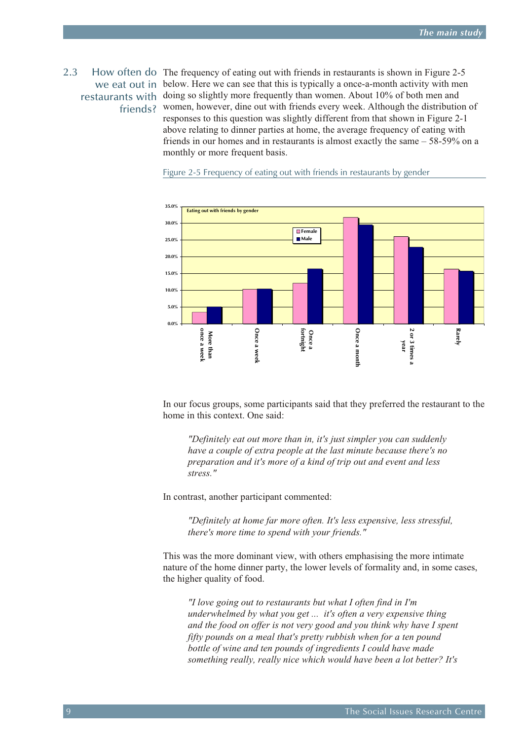## 2.3 How often do we eat out in restaurants with friends?

The frequency of eating out with friends in restaurants is shown in Figure 2-5 below. Here we can see that this is typically a once-a-month activity with men doing so slightly more frequently than women. About 10% of both men and women, however, dine out with friends every week. Although the distribution of responses to this question was slightly different from that shown in Figure 2-1 above relating to dinner parties at home, the average frequency of eating with friends in our homes and in restaurants is almost exactly the same – 58-59% on a monthly or more frequent basis.

Figure 2-5 Frequency of eating out with friends in restaurants by gender

Eating out with friends by gender

| | More than once a week | Once a week | Once a fortnight | Once a month | 2 or 3 times a year | Rarely |
|---|---|---|---|---|---|---|
| Female | | | | | | |
| Male | | | | | | |

In our focus groups, some participants said that they preferred the restaurant to the home in this context. One said:

> *"Definitely eat out more than in, it's just simpler you can suddenly have a couple of extra people at the last minute because there's no preparation and it's more of a kind of trip out and event and less stress."*

In contrast, another participant commented:

> *"Definitely at home far more often. It's less expensive, less stressful, there's more time to spend with your friends."*

This was the more dominant view, with others emphasising the more intimate nature of the home dinner party, the lower levels of formality and, in some cases, the higher quality of food.

> *"I love going out to restaurants but what I often find in I'm underwhelmed by what you get ... it's often a very expensive thing and the food on offer is not very good and you think why have I spent fifty pounds on a meal that's pretty rubbish when for a ten pound bottle of wine and ten pounds of ingredients I could have made something really, really nice which would have been a lot better? It's*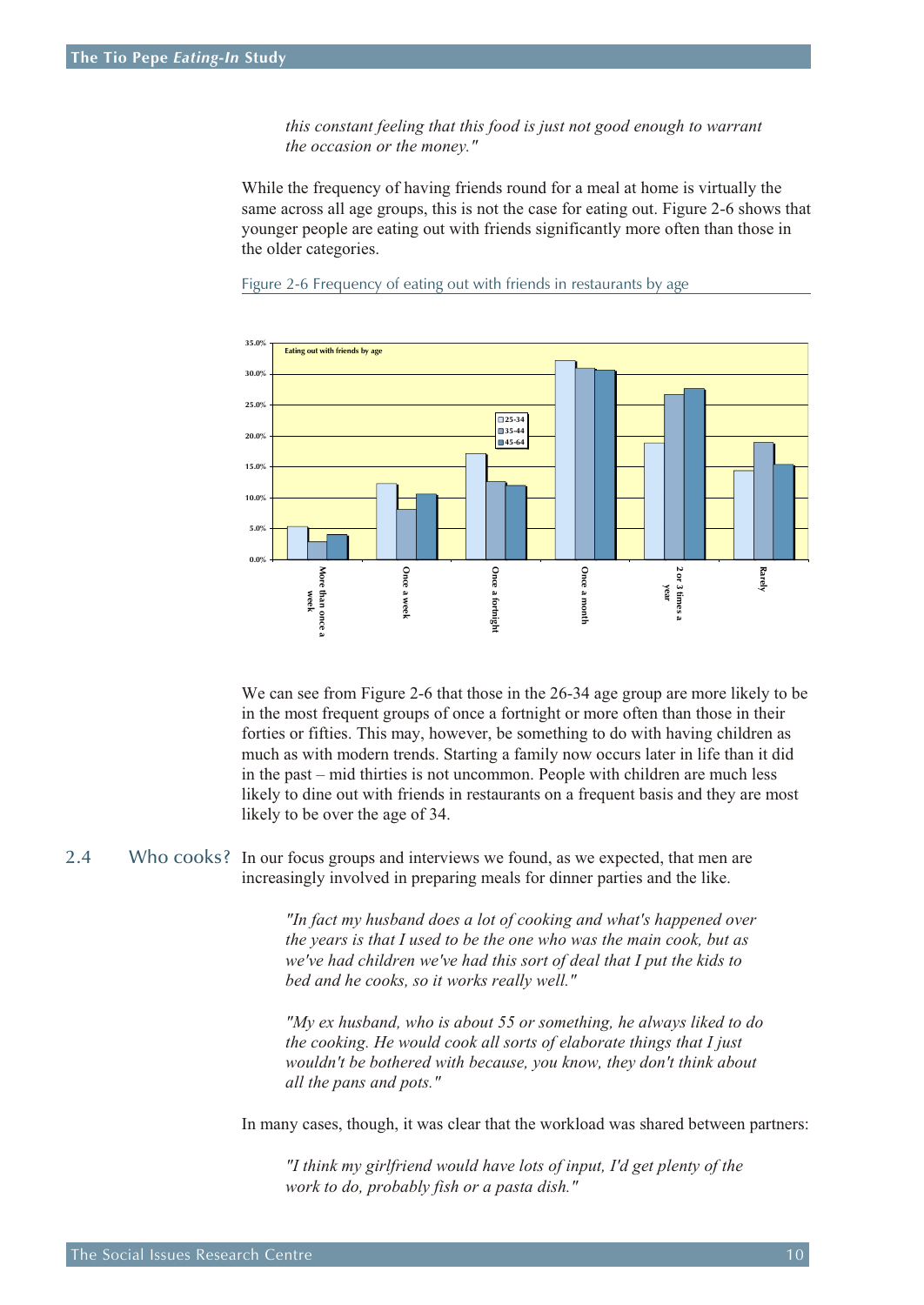*this constant feeling that this food is just not good enough to warrant the occasion or the money."*

While the frequency of having friends round for a meal at home is virtually the same across all age groups, this is not the case for eating out. Figure 2-6 shows that younger people are eating out with friends significantly more often than those in the older categories.

Figure 2-6 Frequency of eating out with friends in restaurants by age

We can see from Figure 2-6 that those in the 26-34 age group are more likely to be in the most frequent groups of once a fortnight or more often than those in their forties or fifties. This may, however, be something to do with having children as much as with modern trends. Starting a family now occurs later in life than it did in the past – mid thirties is not uncommon. People with children are much less likely to dine out with friends in restaurants on a frequent basis and they are most likely to be over the age of 34.

## 2.4 Who cooks?

In our focus groups and interviews we found, as we expected, that men are increasingly involved in preparing meals for dinner parties and the like.

> *"In fact my husband does a lot of cooking and what's happened over the years is that I used to be the one who was the main cook, but as we've had children we've had this sort of deal that I put the kids to bed and he cooks, so it works really well."*

> *"My ex husband, who is about 55 or something, he always liked to do the cooking. He would cook all sorts of elaborate things that I just wouldn't be bothered with because, you know, they don't think about all the pans and pots."*

In many cases, though, it was clear that the workload was shared between partners:

> *"I think my girlfriend would have lots of input, I'd get plenty of the work to do, probably fish or a pasta dish."*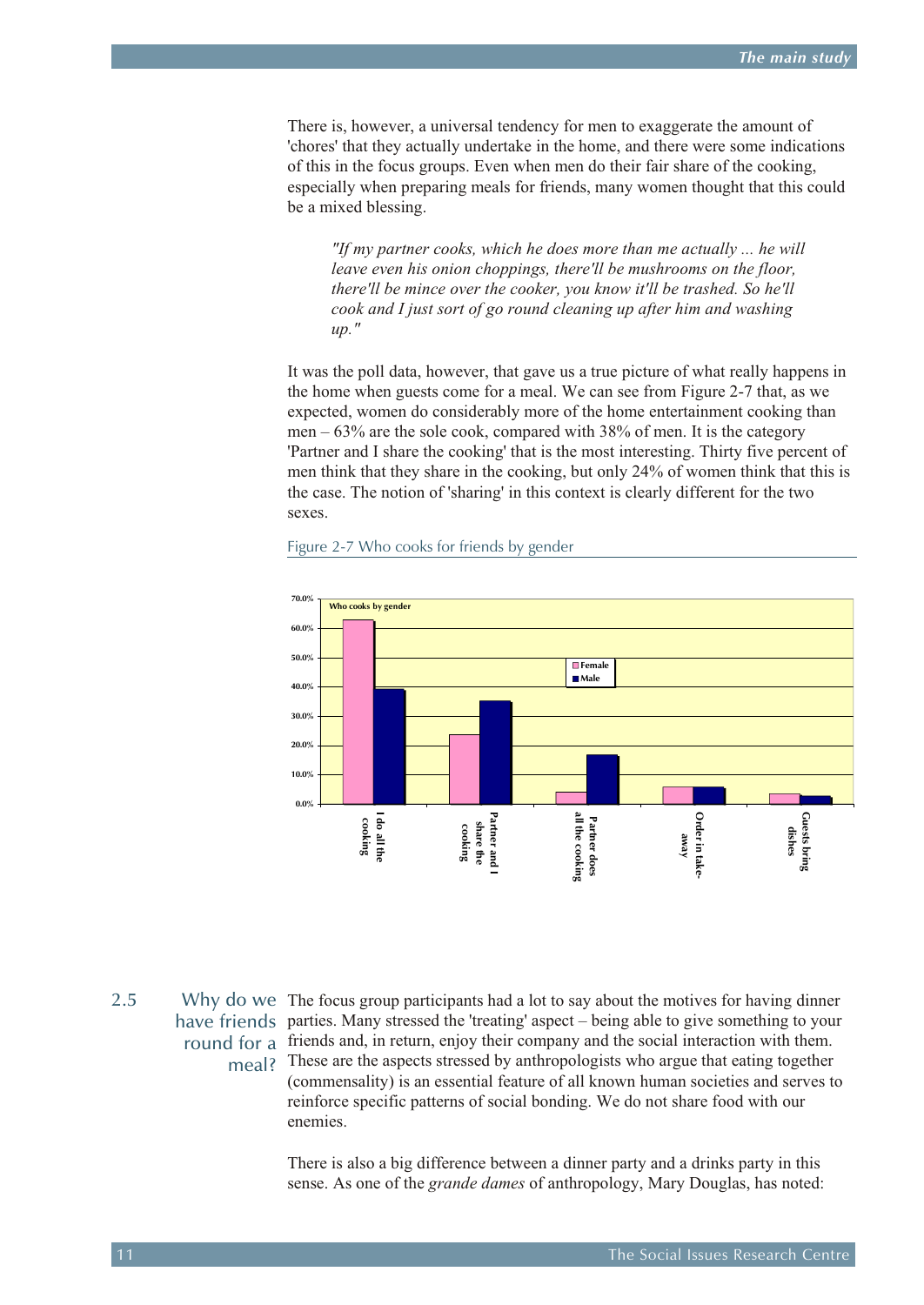There is, however, a universal tendency for men to exaggerate the amount of 'chores' that they actually undertake in the home, and there were some indications of this in the focus groups. Even when men do their fair share of the cooking, especially when preparing meals for friends, many women thought that this could be a mixed blessing.

> *"If my partner cooks, which he does more than me actually ... he will leave even his onion choppings, there'll be mushrooms on the floor, there'll be mince over the cooker, you know it'll be trashed. So he'll cook and I just sort of go round cleaning up after him and washing up."*

It was the poll data, however, that gave us a true picture of what really happens in the home when guests come for a meal. We can see from Figure 2-7 that, as we expected, women do considerably more of the home entertainment cooking than men – 63% are the sole cook, compared with 38% of men. It is the category 'Partner and I share the cooking' that is the most interesting. Thirty five percent of men think that they share in the cooking, but only 24% of women think that this is the case. The notion of 'sharing' in this context is clearly different for the two sexes.

Figure 2-7 Who cooks for friends by gender

**Who cooks by gender**

| | Female | Male |
|---|---|---|
| I do all the cooking | ~63% | ~39% |
| Partner and I share the cooking | ~24% | ~35% |
| Partner does all the cooking | ~4% | ~17% |
| Order in take-away | ~6% | ~6% |
| Guests bring dishes | ~3.5% | ~3% |

## 2.5 Why do we have friends round for a meal?

The focus group participants had a lot to say about the motives for having dinner parties. Many stressed the 'treating' aspect – being able to give something to your friends and, in return, enjoy their company and the social interaction with them. These are the aspects stressed by anthropologists who argue that eating together (commensality) is an essential feature of all known human societies and serves to reinforce specific patterns of social bonding. We do not share food with our enemies.

There is also a big difference between a dinner party and a drinks party in this sense. As one of the *grande dames* of anthropology, Mary Douglas, has noted: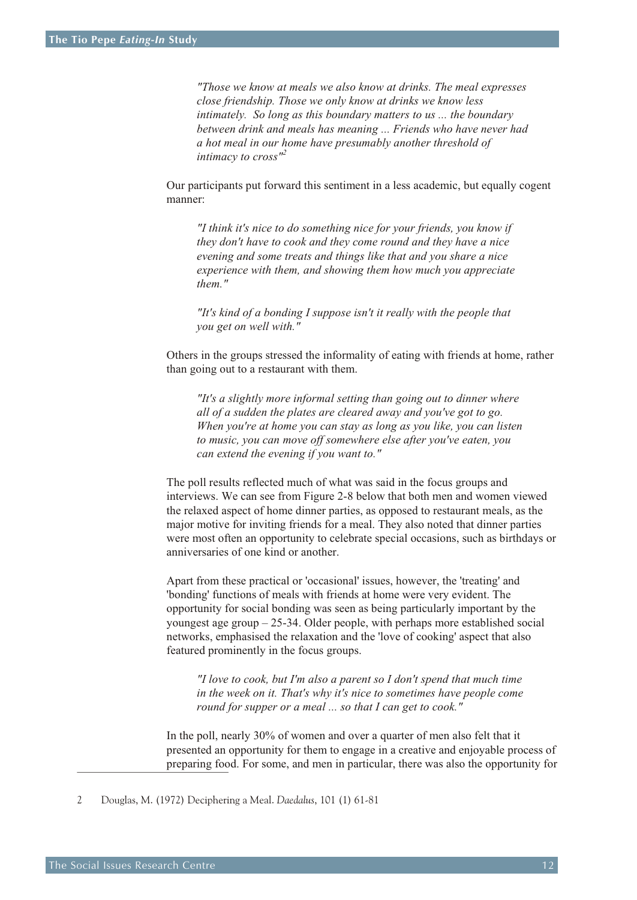> *"Those we know at meals we also know at drinks. The meal expresses close friendship. Those we only know at drinks we know less intimately. So long as this boundary matters to us ... the boundary between drink and meals has meaning ... Friends who have never had a hot meal in our home have presumably another threshold of intimacy to cross"*[2]

Our participants put forward this sentiment in a less academic, but equally cogent manner:

> *"I think it's nice to do something nice for your friends, you know if they don't have to cook and they come round and they have a nice evening and some treats and things like that and you share a nice experience with them, and showing them how much you appreciate them."*

> *"It's kind of a bonding I suppose isn't it really with the people that you get on well with."*

Others in the groups stressed the informality of eating with friends at home, rather than going out to a restaurant with them.

> *"It's a slightly more informal setting than going out to dinner where all of a sudden the plates are cleared away and you've got to go. When you're at home you can stay as long as you like, you can listen to music, you can move off somewhere else after you've eaten, you can extend the evening if you want to."*

The poll results reflected much of what was said in the focus groups and interviews. We can see from Figure 2-8 below that both men and women viewed the relaxed aspect of home dinner parties, as opposed to restaurant meals, as the major motive for inviting friends for a meal. They also noted that dinner parties were most often an opportunity to celebrate special occasions, such as birthdays or anniversaries of one kind or another.

Apart from these practical or 'occasional' issues, however, the 'treating' and 'bonding' functions of meals with friends at home were very evident. The opportunity for social bonding was seen as being particularly important by the youngest age group – 25-34. Older people, with perhaps more established social networks, emphasised the relaxation and the 'love of cooking' aspect that also featured prominently in the focus groups.

> *"I love to cook, but I'm also a parent so I don't spend that much time in the week on it. That's why it's nice to sometimes have people come round for supper or a meal ... so that I can get to cook."*

In the poll, nearly 30% of women and over a quarter of men also felt that it presented an opportunity for them to engage in a creative and enjoyable process of preparing food. For some, and men in particular, there was also the opportunity for

---

2 Douglas, M. (1972) Deciphering a Meal. *Daedalus*, 101 (1) 61-81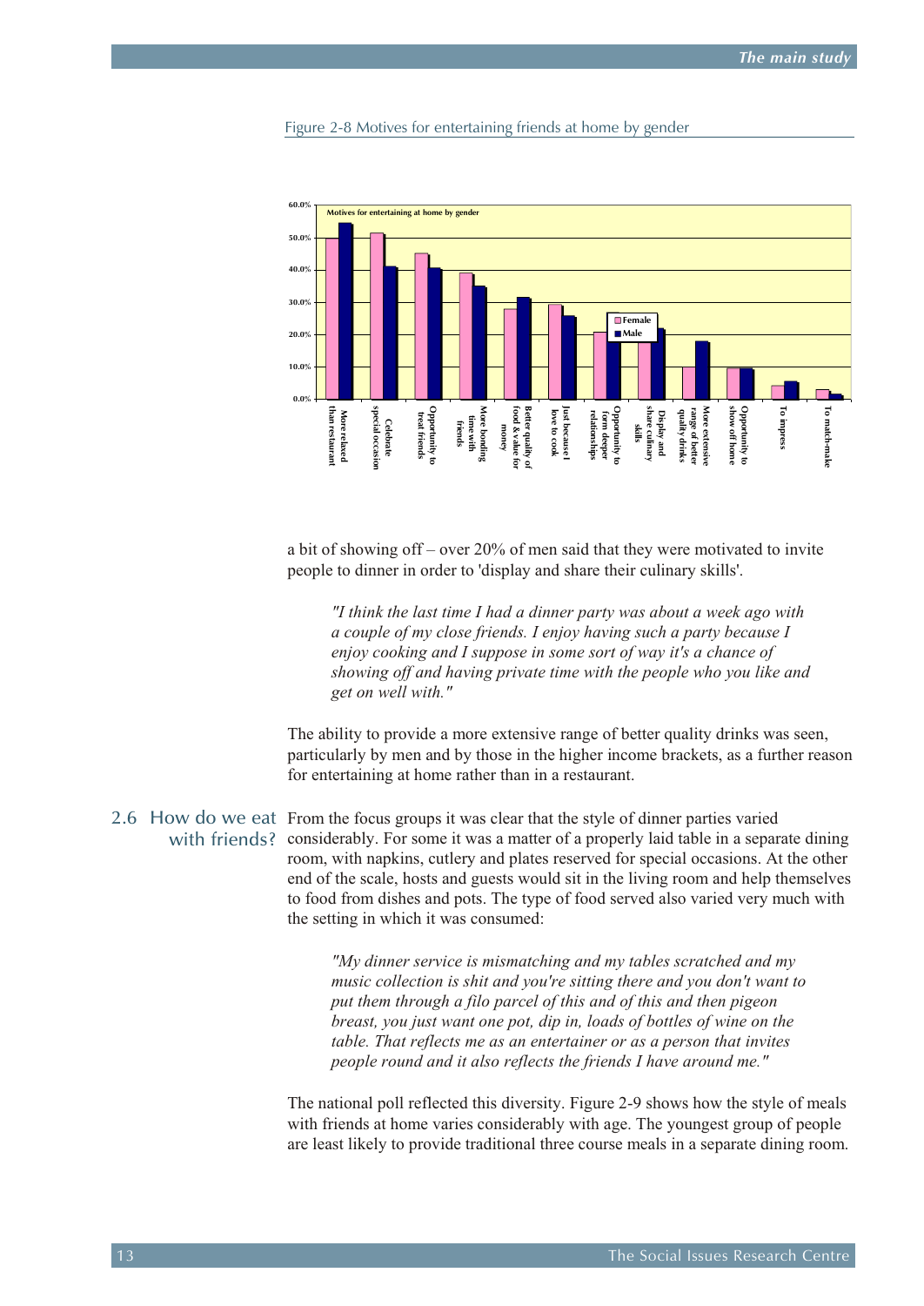Figure 2-8 Motives for entertaining friends at home by gender

a bit of showing off – over 20% of men said that they were motivated to invite people to dinner in order to 'display and share their culinary skills'.

> *"I think the last time I had a dinner party was about a week ago with a couple of my close friends. I enjoy having such a party because I enjoy cooking and I suppose in some sort of way it's a chance of showing off and having private time with the people who you like and get on well with."*

The ability to provide a more extensive range of better quality drinks was seen, particularly by men and by those in the higher income brackets, as a further reason for entertaining at home rather than in a restaurant.

## 2.6 How do we eat with friends?

From the focus groups it was clear that the style of dinner parties varied considerably. For some it was a matter of a properly laid table in a separate dining room, with napkins, cutlery and plates reserved for special occasions. At the other end of the scale, hosts and guests would sit in the living room and help themselves to food from dishes and pots. The type of food served also varied very much with the setting in which it was consumed:

> *"My dinner service is mismatching and my tables scratched and my music collection is shit and you're sitting there and you don't want to put them through a filo parcel of this and of this and then pigeon breast, you just want one pot, dip in, loads of bottles of wine on the table. That reflects me as an entertainer or as a person that invites people round and it also reflects the friends I have around me."*

The national poll reflected this diversity. Figure 2-9 shows how the style of meals with friends at home varies considerably with age. The youngest group of people are least likely to provide traditional three course meals in a separate dining room.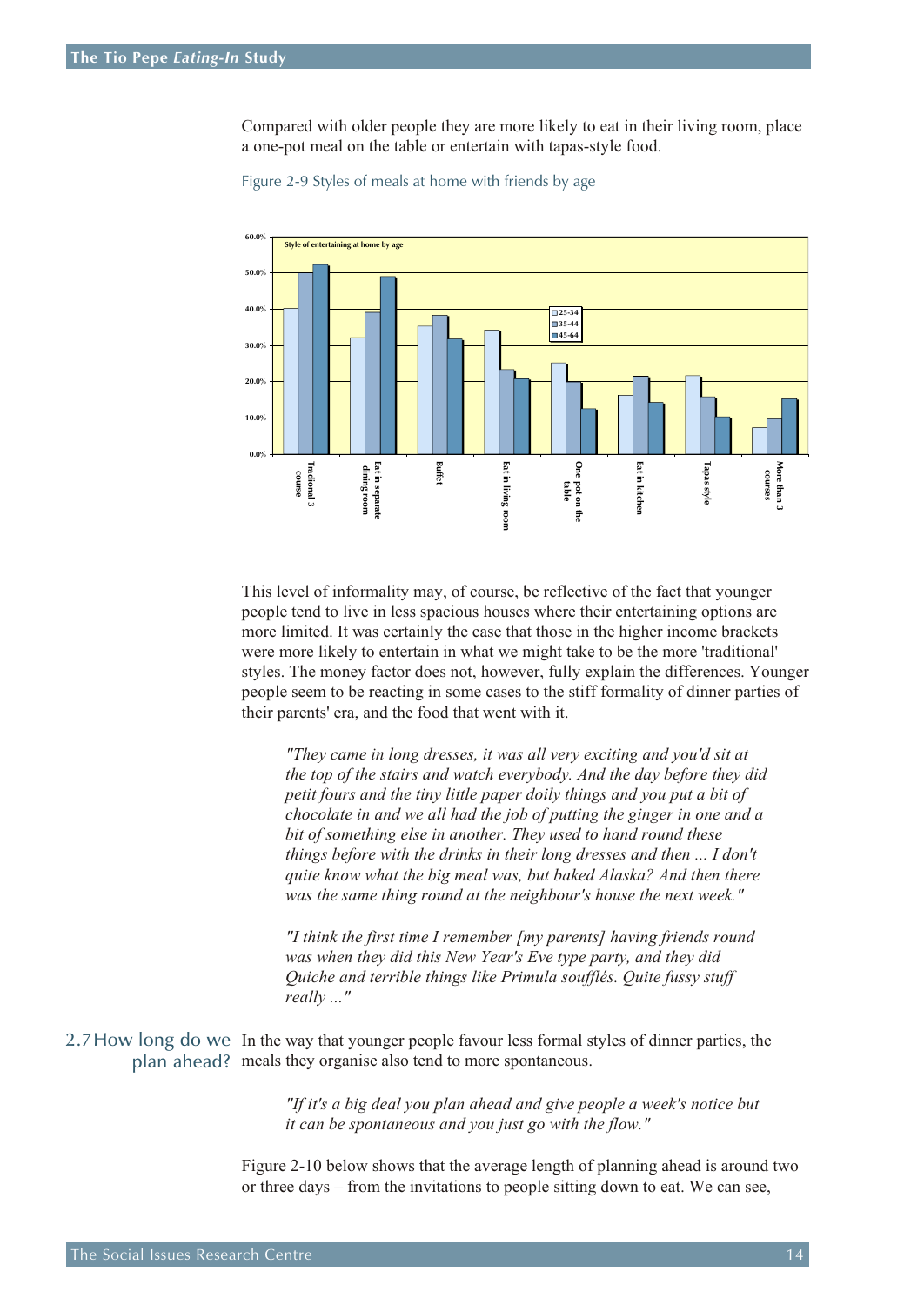Compared with older people they are more likely to eat in their living room, place a one-pot meal on the table or entertain with tapas-style food.

Figure 2-9 Styles of meals at home with friends by age

This level of informality may, of course, be reflective of the fact that younger people tend to live in less spacious houses where their entertaining options are more limited. It was certainly the case that those in the higher income brackets were more likely to entertain in what we might take to be the more 'traditional' styles. The money factor does not, however, fully explain the differences. Younger people seem to be reacting in some cases to the stiff formality of dinner parties of their parents' era, and the food that went with it.

> *"They came in long dresses, it was all very exciting and you'd sit at the top of the stairs and watch everybody. And the day before they did petit fours and the tiny little paper doily things and you put a bit of chocolate in and we all had the job of putting the ginger in one and a bit of something else in another. They used to hand round these things before with the drinks in their long dresses and then ... I don't quite know what the big meal was, but baked Alaska? And then there was the same thing round at the neighbour's house the next week."*

> *"I think the first time I remember [my parents] having friends round was when they did this New Year's Eve type party, and they did Quiche and terrible things like Primula soufflés. Quite fussy stuff really ..."*

## 2.7 How long do we plan ahead?

In the way that younger people favour less formal styles of dinner parties, the meals they organise also tend to more spontaneous.

> *"If it's a big deal you plan ahead and give people a week's notice but it can be spontaneous and you just go with the flow."*

Figure 2-10 below shows that the average length of planning ahead is around two or three days – from the invitations to people sitting down to eat. We can see,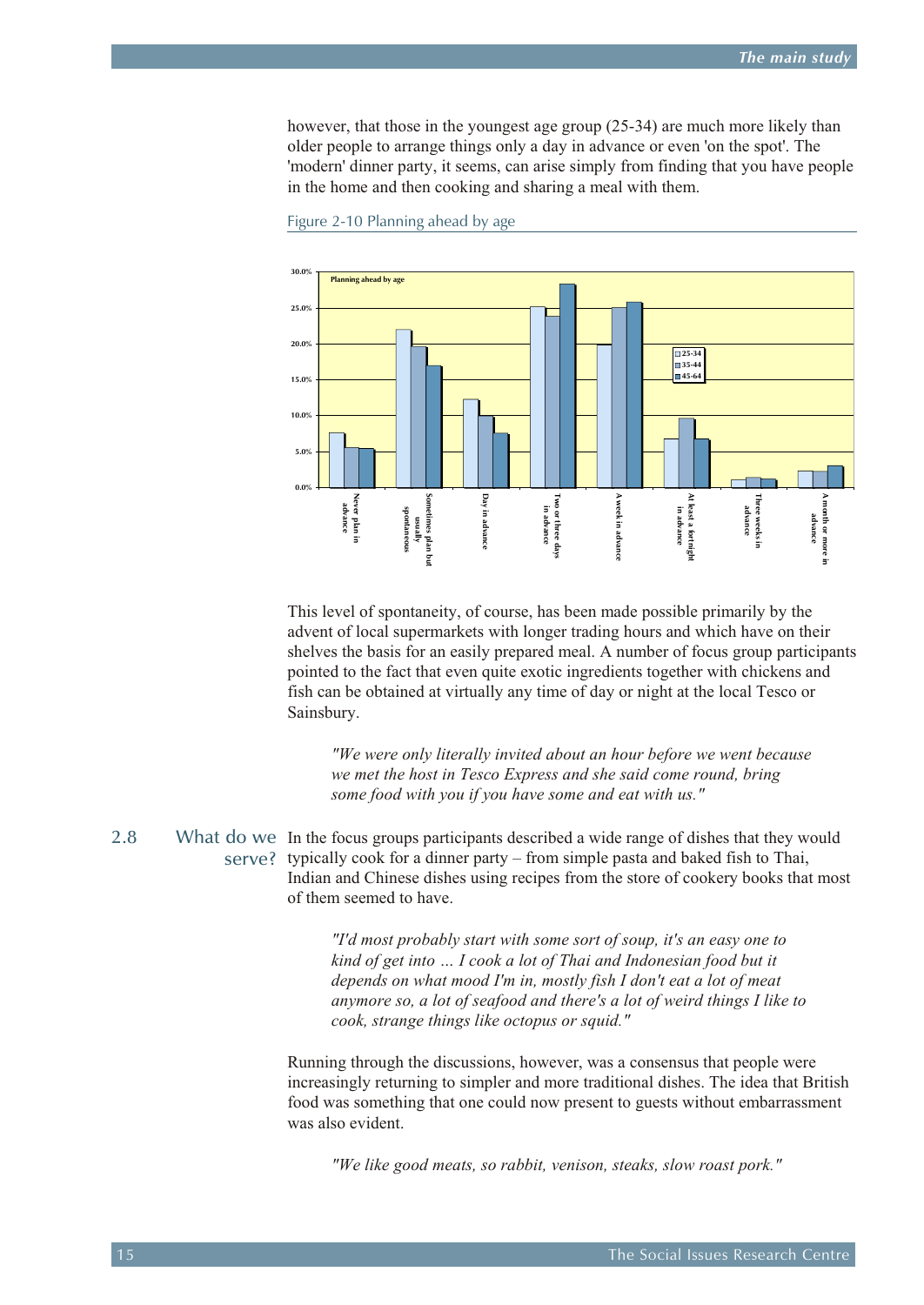however, that those in the youngest age group (25-34) are much more likely than older people to arrange things only a day in advance or even 'on the spot'. The 'modern' dinner party, it seems, can arise simply from finding that you have people in the home and then cooking and sharing a meal with them.

Figure 2-10 Planning ahead by age

Planning ahead by age

30.0%
25.0%
20.0%
15.0%
10.0%
5.0%
0.0%

25-34
35-44
45-64

Never plan in advance | Sometimes plan but usually spontaneous | Day in advance | Two or three days in advance | A week in advance | At least a fortnight in advance | Three weeks in advance | A month or more in advance

This level of spontaneity, of course, has been made possible primarily by the advent of local supermarkets with longer trading hours and which have on their shelves the basis for an easily prepared meal. A number of focus group participants pointed to the fact that even quite exotic ingredients together with chickens and fish can be obtained at virtually any time of day or night at the local Tesco or Sainsbury.

> *"We were only literally invited about an hour before we went because we met the host in Tesco Express and she said come round, bring some food with you if you have some and eat with us."*

## 2.8 What do we serve?

In the focus groups participants described a wide range of dishes that they would typically cook for a dinner party – from simple pasta and baked fish to Thai, Indian and Chinese dishes using recipes from the store of cookery books that most of them seemed to have.

> *"I'd most probably start with some sort of soup, it's an easy one to kind of get into … I cook a lot of Thai and Indonesian food but it depends on what mood I'm in, mostly fish I don't eat a lot of meat anymore so, a lot of seafood and there's a lot of weird things I like to cook, strange things like octopus or squid."*

Running through the discussions, however, was a consensus that people were increasingly returning to simpler and more traditional dishes. The idea that British food was something that one could now present to guests without embarrassment was also evident.

> *"We like good meats, so rabbit, venison, steaks, slow roast pork."*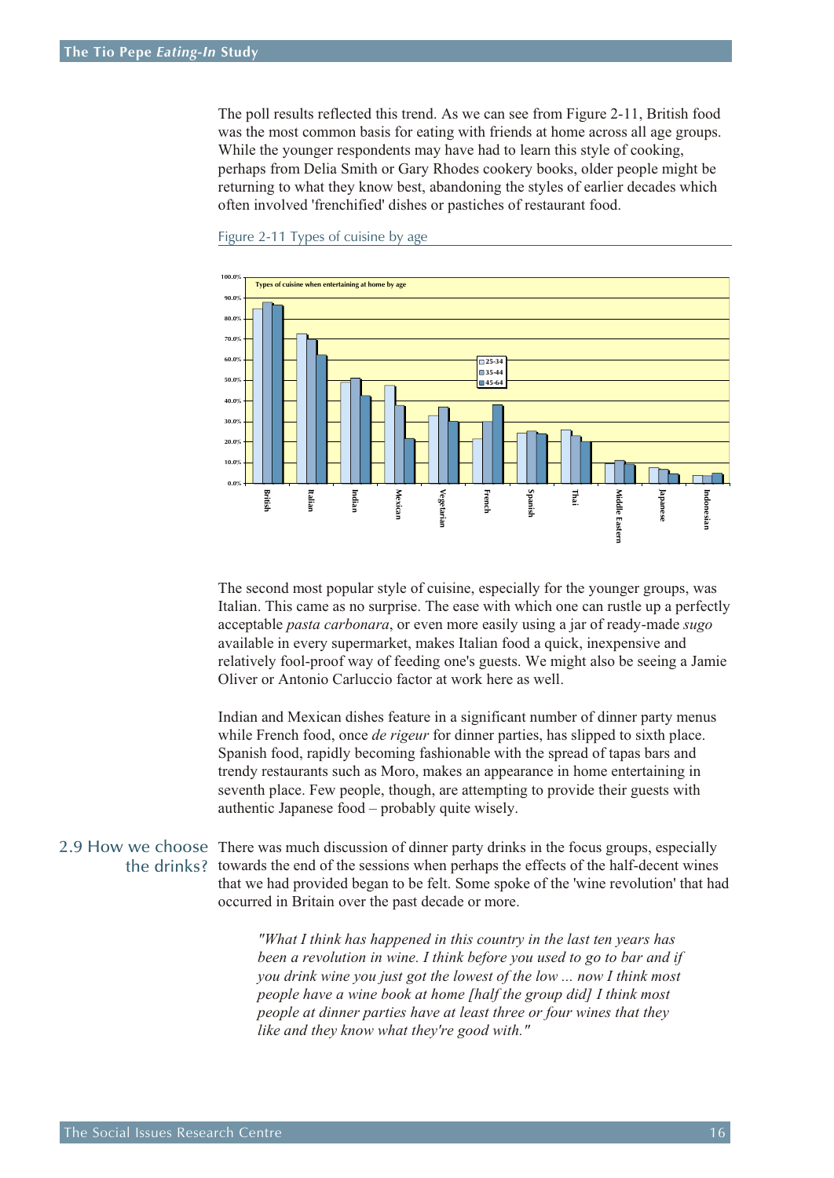The poll results reflected this trend. As we can see from Figure 2-11, British food was the most common basis for eating with friends at home across all age groups. While the younger respondents may have had to learn this style of cooking, perhaps from Delia Smith or Gary Rhodes cookery books, older people might be returning to what they know best, abandoning the styles of earlier decades which often involved 'frenchified' dishes or pastiches of restaurant food.

Figure 2-11 Types of cuisine by age

The second most popular style of cuisine, especially for the younger groups, was Italian. This came as no surprise. The ease with which one can rustle up a perfectly acceptable *pasta carbonara*, or even more easily using a jar of ready-made *sugo* available in every supermarket, makes Italian food a quick, inexpensive and relatively fool-proof way of feeding one's guests. We might also be seeing a Jamie Oliver or Antonio Carluccio factor at work here as well.

Indian and Mexican dishes feature in a significant number of dinner party menus while French food, once *de rigeur* for dinner parties, has slipped to sixth place. Spanish food, rapidly becoming fashionable with the spread of tapas bars and trendy restaurants such as Moro, makes an appearance in home entertaining in seventh place. Few people, though, are attempting to provide their guests with authentic Japanese food – probably quite wisely.

## 2.9 How we choose the drinks?

There was much discussion of dinner party drinks in the focus groups, especially towards the end of the sessions when perhaps the effects of the half-decent wines that we had provided began to be felt. Some spoke of the 'wine revolution' that had occurred in Britain over the past decade or more.

> *"What I think has happened in this country in the last ten years has been a revolution in wine. I think before you used to go to bar and if you drink wine you just got the lowest of the low ... now I think most people have a wine book at home [half the group did] I think most people at dinner parties have at least three or four wines that they like and they know what they're good with."*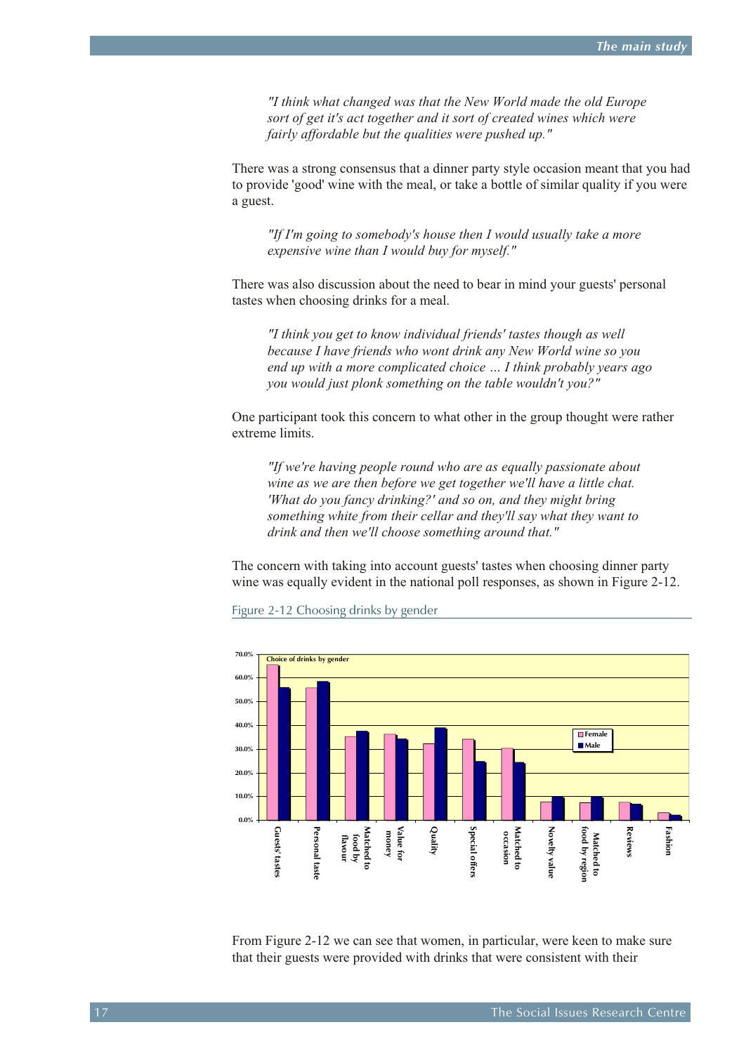> *"I think what changed was that the New World made the old Europe sort of get it's act together and it sort of created wines which were fairly affordable but the qualities were pushed up."*

There was a strong consensus that a dinner party style occasion meant that you had to provide 'good' wine with the meal, or take a bottle of similar quality if you were a guest.

> *"If I'm going to somebody's house then I would usually take a more expensive wine than I would buy for myself."*

There was also discussion about the need to bear in mind your guests' personal tastes when choosing drinks for a meal.

> *"I think you get to know individual friends' tastes though as well because I have friends who wont drink any New World wine so you end up with a more complicated choice … I think probably years ago you would just plonk something on the table wouldn't you?"*

One participant took this concern to what other in the group thought were rather extreme limits.

> *"If we're having people round who are as equally passionate about wine as we are then before we get together we'll have a little chat. 'What do you fancy drinking?' and so on, and they might bring something white from their cellar and they'll say what they want to drink and then we'll choose something around that."*

The concern with taking into account guests' tastes when choosing dinner party wine was equally evident in the national poll responses, as shown in Figure 2-12.

Figure 2-12 Choosing drinks by gender

Choice of drinks by gender

| | Female | Male |
|---|---|---|
| Guests' tastes | 65.5% | 55.8% |
| Personal taste | 55.7% | 58.4% |
| Matched to food by flavour | 35.3% | 37.5% |
| Value for money | 36.2% | 34.1% |
| Quality | 32.2% | 38.9% |
| Special offers | 34.1% | 24.7% |
| Matched to occasion | 30.3% | 24.3% |
| Novelty value | 7.8% | 9.8% |
| Matched to food by region | 7.4% | 9.8% |
| Reviews | 7.6% | 6.8% |
| Fashion | 3.2% | 2.1% |

From Figure 2-12 we can see that women, in particular, were keen to make sure that their guests were provided with drinks that were consistent with their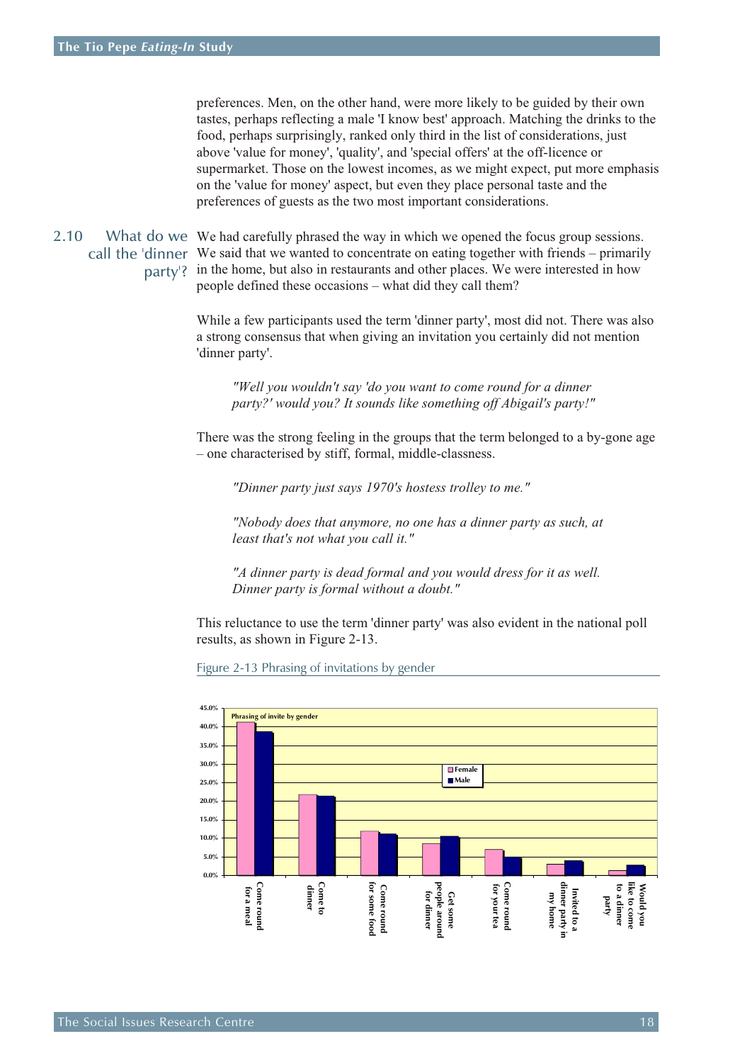preferences. Men, on the other hand, were more likely to be guided by their own tastes, perhaps reflecting a male 'I know best' approach. Matching the drinks to the food, perhaps surprisingly, ranked only third in the list of considerations, just above 'value for money', 'quality', and 'special offers' at the off-licence or supermarket. Those on the lowest incomes, as we might expect, put more emphasis on the 'value for money' aspect, but even they place personal taste and the preferences of guests as the two most important considerations.

## 2.10 What do we call the 'dinner party'?

We had carefully phrased the way in which we opened the focus group sessions. We said that we wanted to concentrate on eating together with friends – primarily in the home, but also in restaurants and other places. We were interested in how people defined these occasions – what did they call them?

While a few participants used the term 'dinner party', most did not. There was also a strong consensus that when giving an invitation you certainly did not mention 'dinner party'.

> *"Well you wouldn't say 'do you want to come round for a dinner party?' would you? It sounds like something off Abigail's party!"*

There was the strong feeling in the groups that the term belonged to a by-gone age – one characterised by stiff, formal, middle-classness.

> *"Dinner party just says 1970's hostess trolley to me."*

> *"Nobody does that anymore, no one has a dinner party as such, at least that's not what you call it."*

> *"A dinner party is dead formal and you would dress for it as well. Dinner party is formal without a doubt."*

This reluctance to use the term 'dinner party' was also evident in the national poll results, as shown in Figure 2-13.

Figure 2-13 Phrasing of invitations by gender

Phrasing of invite by gender

| Phrasing | Female | Male |
|---|---|---|
| Come round for a meal | ~41% | ~38.5% |
| Come to dinner | ~21.5% | ~21% |
| Come round for some food | ~12% | ~11% |
| Get some people around for dinner | ~8.5% | ~10.5% |
| Come round for your tea | ~7% | ~5% |
| Invited to a dinner party in my home | ~3% | ~4% |
| Would you like to come to a dinner party | ~1.5% | ~3% |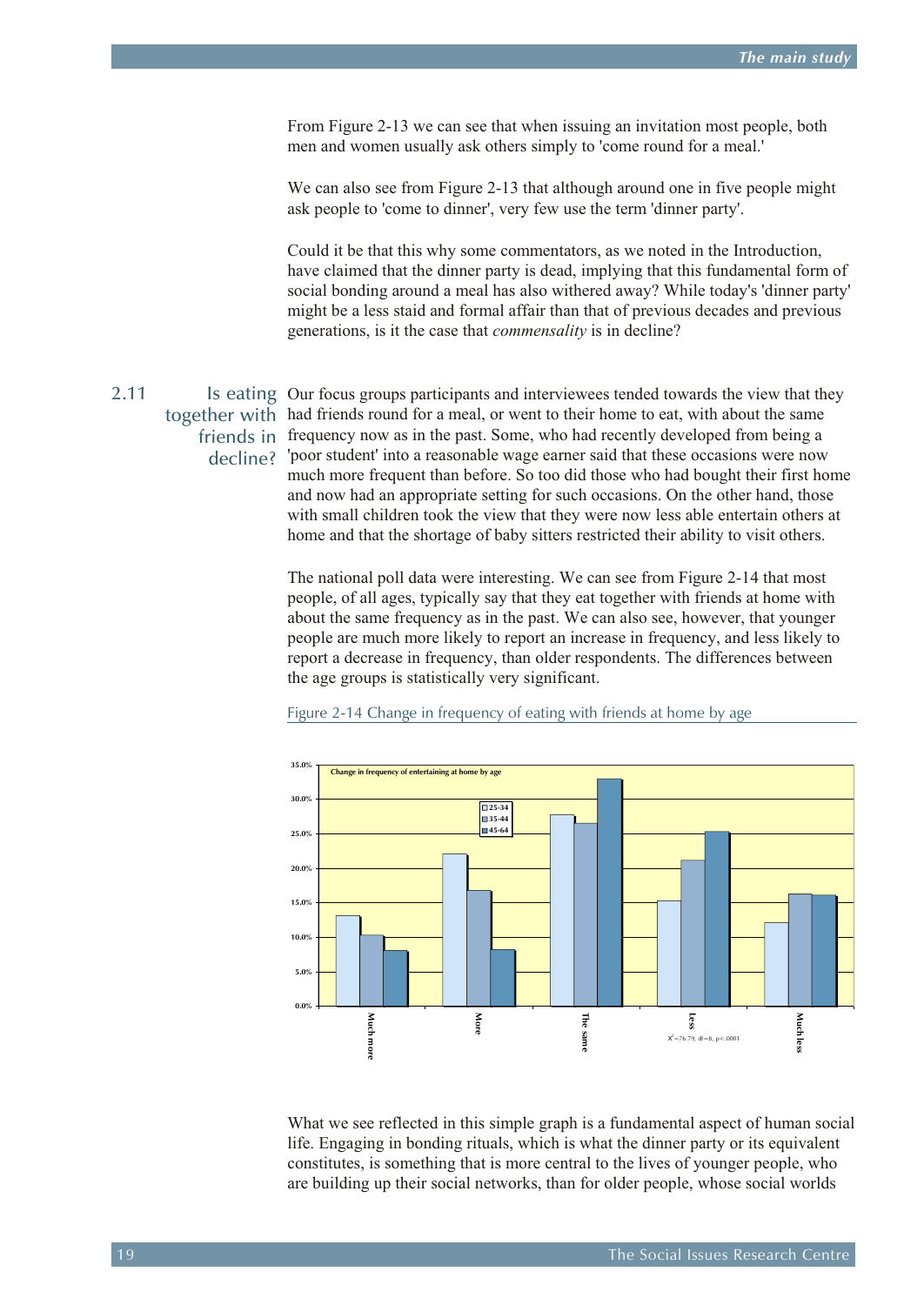From Figure 2-13 we can see that when issuing an invitation most people, both men and women usually ask others simply to 'come round for a meal.'

We can also see from Figure 2-13 that although around one in five people might ask people to 'come to dinner', very few use the term 'dinner party'.

Could it be that this why some commentators, as we noted in the Introduction, have claimed that the dinner party is dead, implying that this fundamental form of social bonding around a meal has also withered away? While today's 'dinner party' might be a less staid and formal affair than that of previous decades and previous generations, is it the case that *commensality* is in decline?

## 2.11 Is eating together with friends in decline?

Our focus groups participants and interviewees tended towards the view that they had friends round for a meal, or went to their home to eat, with about the same frequency now as in the past. Some, who had recently developed from being a 'poor student' into a reasonable wage earner said that these occasions were now much more frequent than before. So too did those who had bought their first home and now had an appropriate setting for such occasions. On the other hand, those with small children took the view that they were now less able entertain others at home and that the shortage of baby sitters restricted their ability to visit others.

The national poll data were interesting. We can see from Figure 2-14 that most people, of all ages, typically say that they eat together with friends at home with about the same frequency as in the past. We can also see, however, that younger people are much more likely to report an increase in frequency, and less likely to report a decrease in frequency, than older respondents. The differences between the age groups is statistically very significant.

Figure 2-14 Change in frequency of eating with friends at home by age

Change in frequency of entertaining at home by age

| | 25-34 | 35-44 | 45-64 |
|---|---|---|---|
| Much more | ~13% | ~10% | ~8% |
| More | ~22% | ~17% | ~8% |
| The same | ~28% | ~26.5% | ~33% |
| Less | ~15% | ~21% | ~25% |
| Much less | ~12% | ~16% | ~16% |

$X^2$=76.79, df=8, p<.0001

What we see reflected in this simple graph is a fundamental aspect of human social life. Engaging in bonding rituals, which is what the dinner party or its equivalent constitutes, is something that is more central to the lives of younger people, who are building up their social networks, than for older people, whose social worlds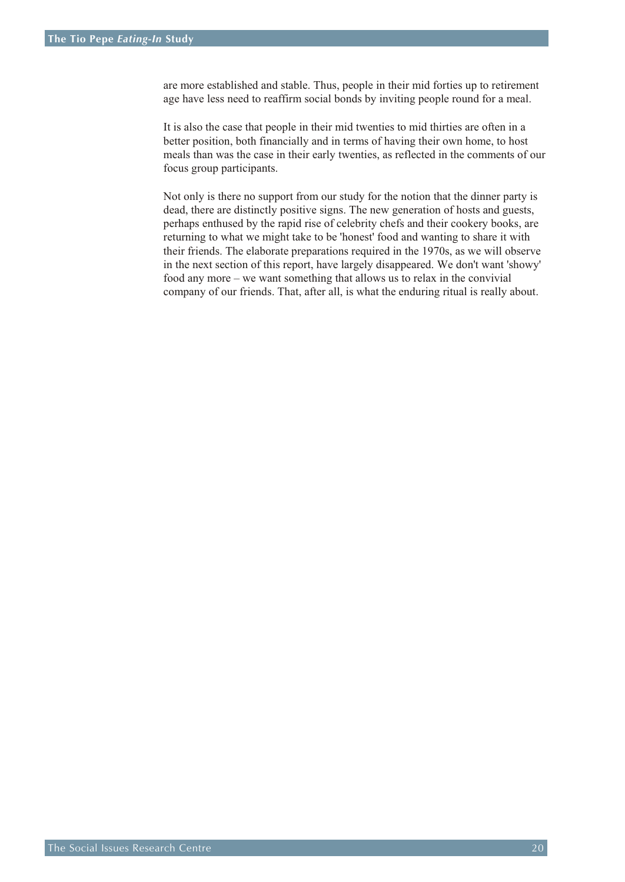are more established and stable. Thus, people in their mid forties up to retirement age have less need to reaffirm social bonds by inviting people round for a meal.

It is also the case that people in their mid twenties to mid thirties are often in a better position, both financially and in terms of having their own home, to host meals than was the case in their early twenties, as reflected in the comments of our focus group participants.

Not only is there no support from our study for the notion that the dinner party is dead, there are distinctly positive signs. The new generation of hosts and guests, perhaps enthused by the rapid rise of celebrity chefs and their cookery books, are returning to what we might take to be 'honest' food and wanting to share it with their friends. The elaborate preparations required in the 1970s, as we will observe in the next section of this report, have largely disappeared. We don't want 'showy' food any more – we want something that allows us to relax in the convivial company of our friends. That, after all, is what the enduring ritual is really about.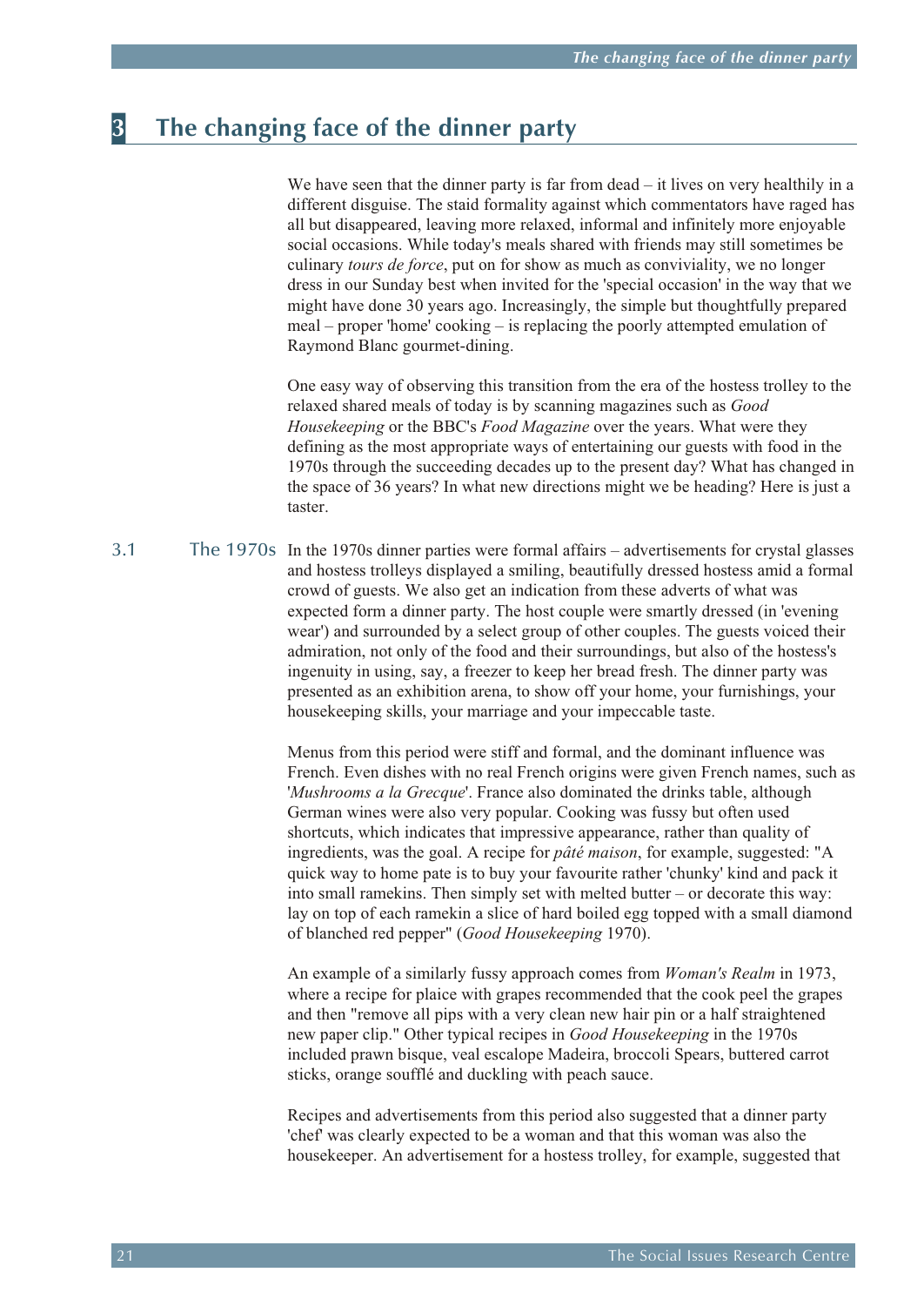# 3 The changing face of the dinner party

We have seen that the dinner party is far from dead – it lives on very healthily in a different disguise. The staid formality against which commentators have raged has all but disappeared, leaving more relaxed, informal and infinitely more enjoyable social occasions. While today's meals shared with friends may still sometimes be culinary *tours de force*, put on for show as much as conviviality, we no longer dress in our Sunday best when invited for the 'special occasion' in the way that we might have done 30 years ago. Increasingly, the simple but thoughtfully prepared meal – proper 'home' cooking – is replacing the poorly attempted emulation of Raymond Blanc gourmet-dining.

One easy way of observing this transition from the era of the hostess trolley to the relaxed shared meals of today is by scanning magazines such as *Good Housekeeping* or the BBC's *Food Magazine* over the years. What were they defining as the most appropriate ways of entertaining our guests with food in the 1970s through the succeeding decades up to the present day? What has changed in the space of 36 years? In what new directions might we be heading? Here is just a taster.

## 3.1 The 1970s

In the 1970s dinner parties were formal affairs – advertisements for crystal glasses and hostess trolleys displayed a smiling, beautifully dressed hostess amid a formal crowd of guests. We also get an indication from these adverts of what was expected form a dinner party. The host couple were smartly dressed (in 'evening wear') and surrounded by a select group of other couples. The guests voiced their admiration, not only of the food and their surroundings, but also of the hostess's ingenuity in using, say, a freezer to keep her bread fresh. The dinner party was presented as an exhibition arena, to show off your home, your furnishings, your housekeeping skills, your marriage and your impeccable taste.

Menus from this period were stiff and formal, and the dominant influence was French. Even dishes with no real French origins were given French names, such as '*Mushrooms a la Grecque*'. France also dominated the drinks table, although German wines were also very popular. Cooking was fussy but often used shortcuts, which indicates that impressive appearance, rather than quality of ingredients, was the goal. A recipe for *pâté maison*, for example, suggested: "A quick way to home pate is to buy your favourite rather 'chunky' kind and pack it into small ramekins. Then simply set with melted butter – or decorate this way: lay on top of each ramekin a slice of hard boiled egg topped with a small diamond of blanched red pepper" (*Good Housekeeping* 1970).

An example of a similarly fussy approach comes from *Woman's Realm* in 1973, where a recipe for plaice with grapes recommended that the cook peel the grapes and then "remove all pips with a very clean new hair pin or a half straightened new paper clip." Other typical recipes in *Good Housekeeping* in the 1970s included prawn bisque, veal escalope Madeira, broccoli Spears, buttered carrot sticks, orange soufflé and duckling with peach sauce.

Recipes and advertisements from this period also suggested that a dinner party 'chef' was clearly expected to be a woman and that this woman was also the housekeeper. An advertisement for a hostess trolley, for example, suggested that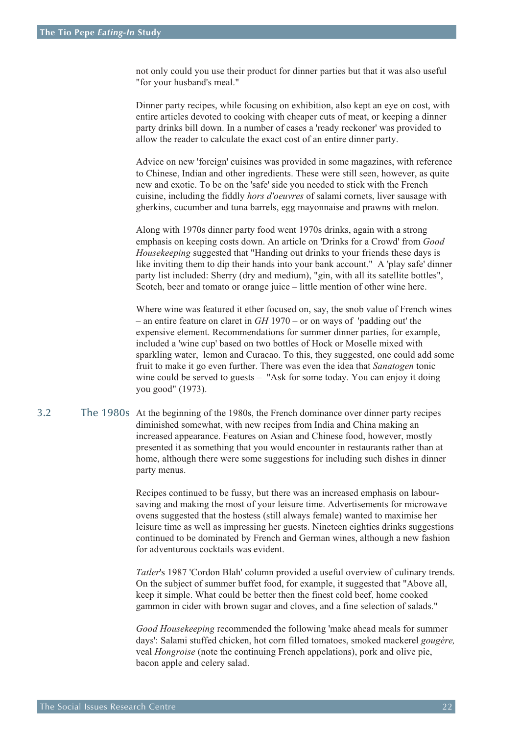not only could you use their product for dinner parties but that it was also useful "for your husband's meal."

Dinner party recipes, while focusing on exhibition, also kept an eye on cost, with entire articles devoted to cooking with cheaper cuts of meat, or keeping a dinner party drinks bill down. In a number of cases a 'ready reckoner' was provided to allow the reader to calculate the exact cost of an entire dinner party.

Advice on new 'foreign' cuisines was provided in some magazines, with reference to Chinese, Indian and other ingredients. These were still seen, however, as quite new and exotic. To be on the 'safe' side you needed to stick with the French cuisine, including the fiddly *hors d'oeuvres* of salami cornets, liver sausage with gherkins, cucumber and tuna barrels, egg mayonnaise and prawns with melon.

Along with 1970s dinner party food went 1970s drinks, again with a strong emphasis on keeping costs down. An article on 'Drinks for a Crowd' from *Good Housekeeping* suggested that "Handing out drinks to your friends these days is like inviting them to dip their hands into your bank account." A 'play safe' dinner party list included: Sherry (dry and medium), "gin, with all its satellite bottles", Scotch, beer and tomato or orange juice – little mention of other wine here.

Where wine was featured it ether focused on, say, the snob value of French wines – an entire feature on claret in *GH* 1970 – or on ways of 'padding out' the expensive element. Recommendations for summer dinner parties, for example, included a 'wine cup' based on two bottles of Hock or Moselle mixed with sparkling water, lemon and Curacao. To this, they suggested, one could add some fruit to make it go even further. There was even the idea that *Sanatogen* tonic wine could be served to guests – "Ask for some today. You can enjoy it doing you good" (1973).

## 3.2 The 1980s

At the beginning of the 1980s, the French dominance over dinner party recipes diminished somewhat, with new recipes from India and China making an increased appearance. Features on Asian and Chinese food, however, mostly presented it as something that you would encounter in restaurants rather than at home, although there were some suggestions for including such dishes in dinner party menus.

Recipes continued to be fussy, but there was an increased emphasis on labour-saving and making the most of your leisure time. Advertisements for microwave ovens suggested that the hostess (still always female) wanted to maximise her leisure time as well as impressing her guests. Nineteen eighties drinks suggestions continued to be dominated by French and German wines, although a new fashion for adventurous cocktails was evident.

*Tatler*'s 1987 'Cordon Blah' column provided a useful overview of culinary trends. On the subject of summer buffet food, for example, it suggested that "Above all, keep it simple. What could be better then the finest cold beef, home cooked gammon in cider with brown sugar and cloves, and a fine selection of salads."

*Good Housekeeping* recommended the following 'make ahead meals for summer days': Salami stuffed chicken, hot corn filled tomatoes, smoked mackerel *gougère,* veal *Hongroise* (note the continuing French appelations), pork and olive pie, bacon apple and celery salad.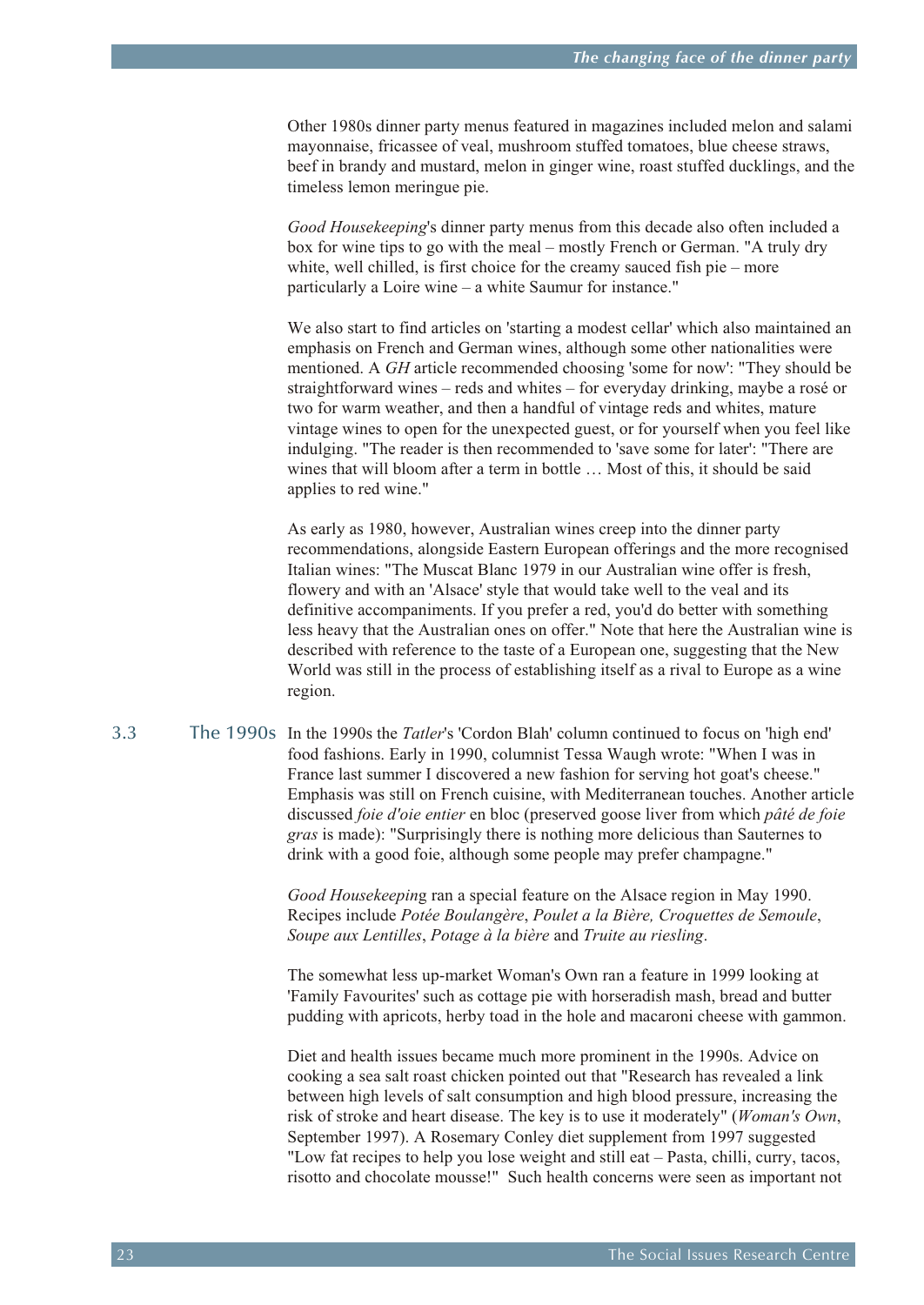Other 1980s dinner party menus featured in magazines included melon and salami mayonnaise, fricassee of veal, mushroom stuffed tomatoes, blue cheese straws, beef in brandy and mustard, melon in ginger wine, roast stuffed ducklings, and the timeless lemon meringue pie.

*Good Housekeeping*'s dinner party menus from this decade also often included a box for wine tips to go with the meal – mostly French or German. "A truly dry white, well chilled, is first choice for the creamy sauced fish pie – more particularly a Loire wine – a white Saumur for instance."

We also start to find articles on 'starting a modest cellar' which also maintained an emphasis on French and German wines, although some other nationalities were mentioned. A *GH* article recommended choosing 'some for now': "They should be straightforward wines – reds and whites – for everyday drinking, maybe a rosé or two for warm weather, and then a handful of vintage reds and whites, mature vintage wines to open for the unexpected guest, or for yourself when you feel like indulging. "The reader is then recommended to 'save some for later': "There are wines that will bloom after a term in bottle … Most of this, it should be said applies to red wine."

As early as 1980, however, Australian wines creep into the dinner party recommendations, alongside Eastern European offerings and the more recognised Italian wines: "The Muscat Blanc 1979 in our Australian wine offer is fresh, flowery and with an 'Alsace' style that would take well to the veal and its definitive accompaniments. If you prefer a red, you'd do better with something less heavy that the Australian ones on offer." Note that here the Australian wine is described with reference to the taste of a European one, suggesting that the New World was still in the process of establishing itself as a rival to Europe as a wine region.

## 3.3 The 1990s

In the 1990s the *Tatler*'s 'Cordon Blah' column continued to focus on 'high end' food fashions. Early in 1990, columnist Tessa Waugh wrote: "When I was in France last summer I discovered a new fashion for serving hot goat's cheese." Emphasis was still on French cuisine, with Mediterranean touches. Another article discussed *foie d'oie entier* en bloc (preserved goose liver from which *pâté de foie gras* is made): "Surprisingly there is nothing more delicious than Sauternes to drink with a good foie, although some people may prefer champagne."

*Good Housekeeping* ran a special feature on the Alsace region in May 1990. Recipes include *Potée Boulangère*, *Poulet a la Bière, Croquettes de Semoule*, *Soupe aux Lentilles*, *Potage à la bière* and *Truite au riesling*.

The somewhat less up-market Woman's Own ran a feature in 1999 looking at 'Family Favourites' such as cottage pie with horseradish mash, bread and butter pudding with apricots, herby toad in the hole and macaroni cheese with gammon.

Diet and health issues became much more prominent in the 1990s. Advice on cooking a sea salt roast chicken pointed out that "Research has revealed a link between high levels of salt consumption and high blood pressure, increasing the risk of stroke and heart disease. The key is to use it moderately" (*Woman's Own*, September 1997). A Rosemary Conley diet supplement from 1997 suggested "Low fat recipes to help you lose weight and still eat – Pasta, chilli, curry, tacos, risotto and chocolate mousse!" Such health concerns were seen as important not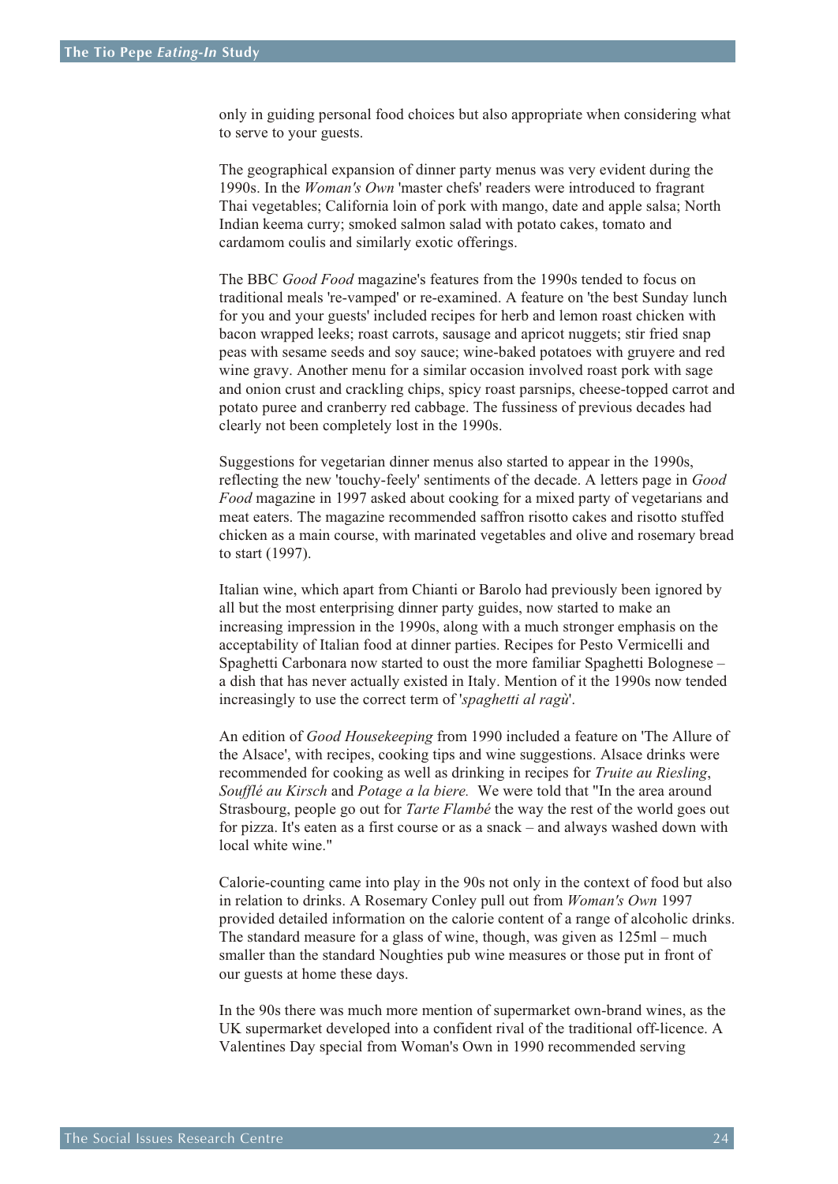only in guiding personal food choices but also appropriate when considering what to serve to your guests.

The geographical expansion of dinner party menus was very evident during the 1990s. In the *Woman's Own* 'master chefs' readers were introduced to fragrant Thai vegetables; California loin of pork with mango, date and apple salsa; North Indian keema curry; smoked salmon salad with potato cakes, tomato and cardamom coulis and similarly exotic offerings.

The BBC *Good Food* magazine's features from the 1990s tended to focus on traditional meals 're-vamped' or re-examined. A feature on 'the best Sunday lunch for you and your guests' included recipes for herb and lemon roast chicken with bacon wrapped leeks; roast carrots, sausage and apricot nuggets; stir fried snap peas with sesame seeds and soy sauce; wine-baked potatoes with gruyere and red wine gravy. Another menu for a similar occasion involved roast pork with sage and onion crust and crackling chips, spicy roast parsnips, cheese-topped carrot and potato puree and cranberry red cabbage. The fussiness of previous decades had clearly not been completely lost in the 1990s.

Suggestions for vegetarian dinner menus also started to appear in the 1990s, reflecting the new 'touchy-feely' sentiments of the decade. A letters page in *Good Food* magazine in 1997 asked about cooking for a mixed party of vegetarians and meat eaters. The magazine recommended saffron risotto cakes and risotto stuffed chicken as a main course, with marinated vegetables and olive and rosemary bread to start (1997).

Italian wine, which apart from Chianti or Barolo had previously been ignored by all but the most enterprising dinner party guides, now started to make an increasing impression in the 1990s, along with a much stronger emphasis on the acceptability of Italian food at dinner parties. Recipes for Pesto Vermicelli and Spaghetti Carbonara now started to oust the more familiar Spaghetti Bolognese – a dish that has never actually existed in Italy. Mention of it the 1990s now tended increasingly to use the correct term of '*spaghetti al ragù*'.

An edition of *Good Housekeeping* from 1990 included a feature on 'The Allure of the Alsace', with recipes, cooking tips and wine suggestions. Alsace drinks were recommended for cooking as well as drinking in recipes for *Truite au Riesling*, *Soufflé au Kirsch* and *Potage a la biere.* We were told that "In the area around Strasbourg, people go out for *Tarte Flambé* the way the rest of the world goes out for pizza. It's eaten as a first course or as a snack – and always washed down with local white wine."

Calorie-counting came into play in the 90s not only in the context of food but also in relation to drinks. A Rosemary Conley pull out from *Woman's Own* 1997 provided detailed information on the calorie content of a range of alcoholic drinks. The standard measure for a glass of wine, though, was given as 125ml – much smaller than the standard Noughties pub wine measures or those put in front of our guests at home these days.

In the 90s there was much more mention of supermarket own-brand wines, as the UK supermarket developed into a confident rival of the traditional off-licence. A Valentines Day special from Woman's Own in 1990 recommended serving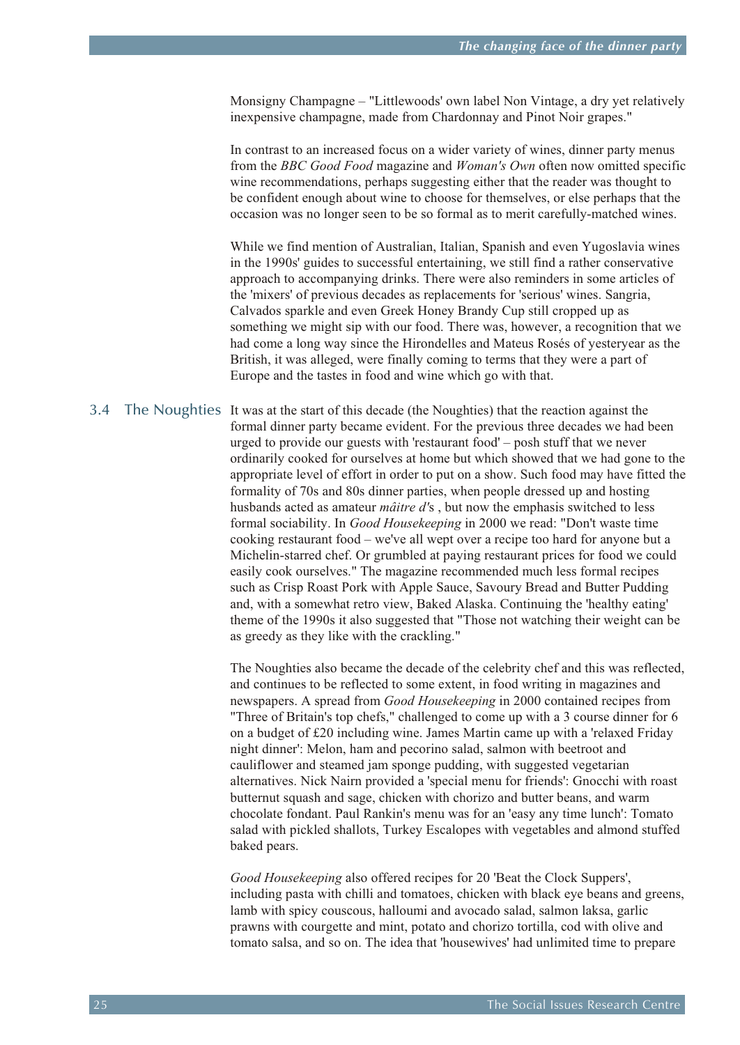Monsigny Champagne – "Littlewoods' own label Non Vintage, a dry yet relatively inexpensive champagne, made from Chardonnay and Pinot Noir grapes."

In contrast to an increased focus on a wider variety of wines, dinner party menus from the *BBC Good Food* magazine and *Woman's Own* often now omitted specific wine recommendations, perhaps suggesting either that the reader was thought to be confident enough about wine to choose for themselves, or else perhaps that the occasion was no longer seen to be so formal as to merit carefully-matched wines.

While we find mention of Australian, Italian, Spanish and even Yugoslavia wines in the 1990s' guides to successful entertaining, we still find a rather conservative approach to accompanying drinks. There were also reminders in some articles of the 'mixers' of previous decades as replacements for 'serious' wines. Sangria, Calvados sparkle and even Greek Honey Brandy Cup still cropped up as something we might sip with our food. There was, however, a recognition that we had come a long way since the Hirondelles and Mateus Rosés of yesteryear as the British, it was alleged, were finally coming to terms that they were a part of Europe and the tastes in food and wine which go with that.

## 3.4 The Noughties

It was at the start of this decade (the Noughties) that the reaction against the formal dinner party became evident. For the previous three decades we had been urged to provide our guests with 'restaurant food' – posh stuff that we never ordinarily cooked for ourselves at home but which showed that we had gone to the appropriate level of effort in order to put on a show. Such food may have fitted the formality of 70s and 80s dinner parties, when people dressed up and hosting husbands acted as amateur *mâitre d'*s , but now the emphasis switched to less formal sociability. In *Good Housekeeping* in 2000 we read: "Don't waste time cooking restaurant food – we've all wept over a recipe too hard for anyone but a Michelin-starred chef. Or grumbled at paying restaurant prices for food we could easily cook ourselves." The magazine recommended much less formal recipes such as Crisp Roast Pork with Apple Sauce, Savoury Bread and Butter Pudding and, with a somewhat retro view, Baked Alaska. Continuing the 'healthy eating' theme of the 1990s it also suggested that "Those not watching their weight can be as greedy as they like with the crackling."

The Noughties also became the decade of the celebrity chef and this was reflected, and continues to be reflected to some extent, in food writing in magazines and newspapers. A spread from *Good Housekeeping* in 2000 contained recipes from "Three of Britain's top chefs," challenged to come up with a 3 course dinner for 6 on a budget of £20 including wine. James Martin came up with a 'relaxed Friday night dinner': Melon, ham and pecorino salad, salmon with beetroot and cauliflower and steamed jam sponge pudding, with suggested vegetarian alternatives. Nick Nairn provided a 'special menu for friends': Gnocchi with roast butternut squash and sage, chicken with chorizo and butter beans, and warm chocolate fondant. Paul Rankin's menu was for an 'easy any time lunch': Tomato salad with pickled shallots, Turkey Escalopes with vegetables and almond stuffed baked pears.

*Good Housekeeping* also offered recipes for 20 'Beat the Clock Suppers', including pasta with chilli and tomatoes, chicken with black eye beans and greens, lamb with spicy couscous, halloumi and avocado salad, salmon laksa, garlic prawns with courgette and mint, potato and chorizo tortilla, cod with olive and tomato salsa, and so on. The idea that 'housewives' had unlimited time to prepare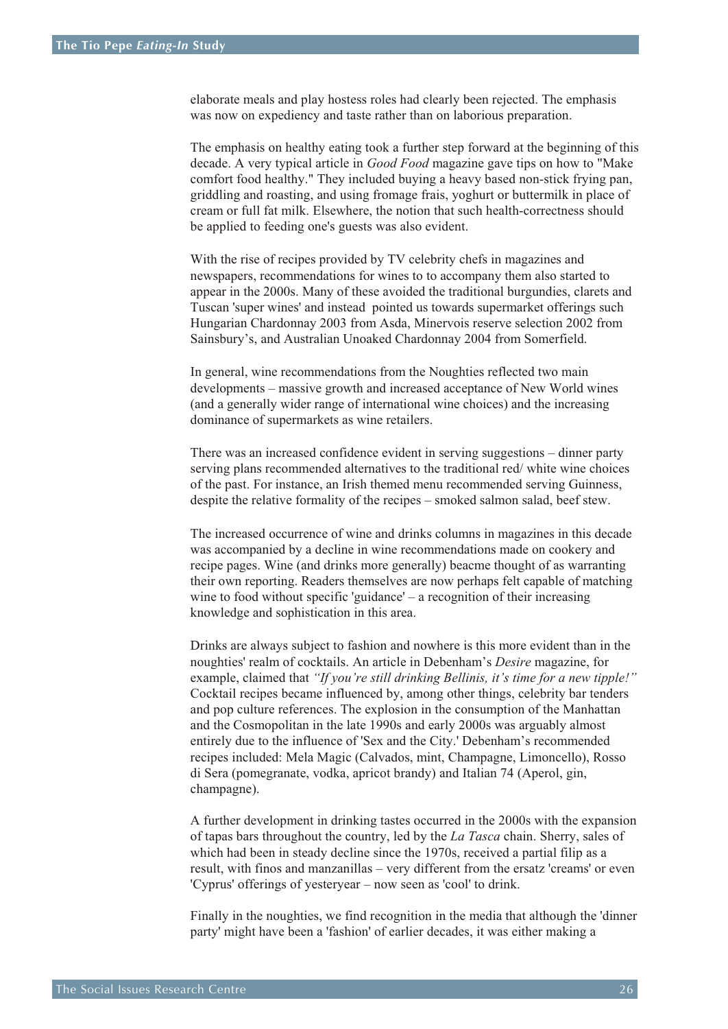elaborate meals and play hostess roles had clearly been rejected. The emphasis was now on expediency and taste rather than on laborious preparation.

The emphasis on healthy eating took a further step forward at the beginning of this decade. A very typical article in *Good Food* magazine gave tips on how to "Make comfort food healthy." They included buying a heavy based non-stick frying pan, griddling and roasting, and using fromage frais, yoghurt or buttermilk in place of cream or full fat milk. Elsewhere, the notion that such health-correctness should be applied to feeding one's guests was also evident.

With the rise of recipes provided by TV celebrity chefs in magazines and newspapers, recommendations for wines to to accompany them also started to appear in the 2000s. Many of these avoided the traditional burgundies, clarets and Tuscan 'super wines' and instead  pointed us towards supermarket offerings such Hungarian Chardonnay 2003 from Asda, Minervois reserve selection 2002 from Sainsbury's, and Australian Unoaked Chardonnay 2004 from Somerfield.

In general, wine recommendations from the Noughties reflected two main developments – massive growth and increased acceptance of New World wines (and a generally wider range of international wine choices) and the increasing dominance of supermarkets as wine retailers.

There was an increased confidence evident in serving suggestions – dinner party serving plans recommended alternatives to the traditional red/ white wine choices of the past. For instance, an Irish themed menu recommended serving Guinness, despite the relative formality of the recipes – smoked salmon salad, beef stew.

The increased occurrence of wine and drinks columns in magazines in this decade was accompanied by a decline in wine recommendations made on cookery and recipe pages. Wine (and drinks more generally) beacme thought of as warranting their own reporting. Readers themselves are now perhaps felt capable of matching wine to food without specific 'guidance' – a recognition of their increasing knowledge and sophistication in this area.

Drinks are always subject to fashion and nowhere is this more evident than in the noughties' realm of cocktails. An article in Debenham's *Desire* magazine, for example, claimed that *"If you're still drinking Bellinis, it's time for a new tipple!"* Cocktail recipes became influenced by, among other things, celebrity bar tenders and pop culture references. The explosion in the consumption of the Manhattan and the Cosmopolitan in the late 1990s and early 2000s was arguably almost entirely due to the influence of 'Sex and the City.' Debenham's recommended recipes included: Mela Magic (Calvados, mint, Champagne, Limoncello), Rosso di Sera (pomegranate, vodka, apricot brandy) and Italian 74 (Aperol, gin, champagne).

A further development in drinking tastes occurred in the 2000s with the expansion of tapas bars throughout the country, led by the *La Tasca* chain. Sherry, sales of which had been in steady decline since the 1970s, received a partial filip as a result, with finos and manzanillas – very different from the ersatz 'creams' or even 'Cyprus' offerings of yesteryear – now seen as 'cool' to drink.

Finally in the noughties, we find recognition in the media that although the 'dinner party' might have been a 'fashion' of earlier decades, it was either making a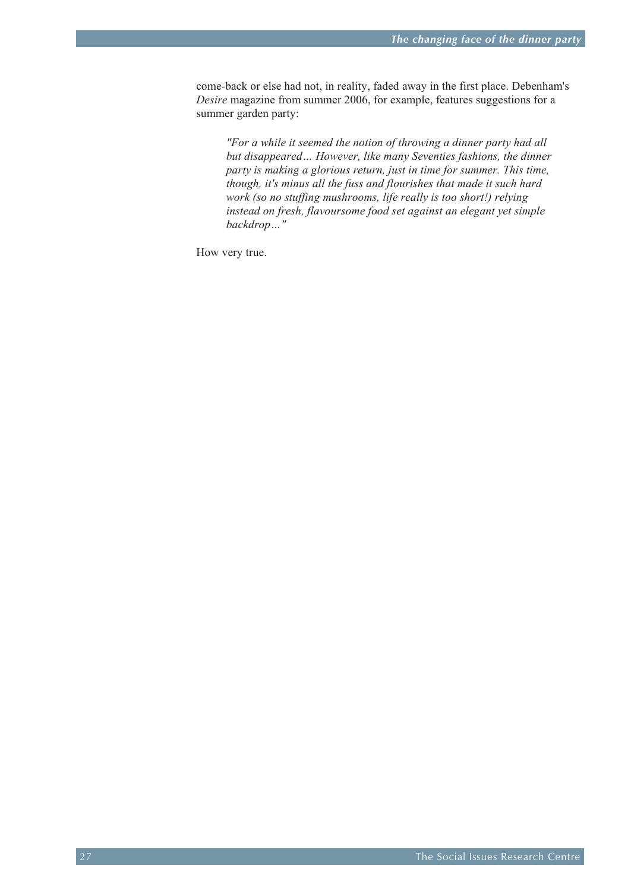come-back or else had not, in reality, faded away in the first place. Debenham's *Desire* magazine from summer 2006, for example, features suggestions for a summer garden party:

> *"For a while it seemed the notion of throwing a dinner party had all but disappeared… However, like many Seventies fashions, the dinner party is making a glorious return, just in time for summer. This time, though, it's minus all the fuss and flourishes that made it such hard work (so no stuffing mushrooms, life really is too short!) relying instead on fresh, flavoursome food set against an elegant yet simple backdrop…"*

How very true.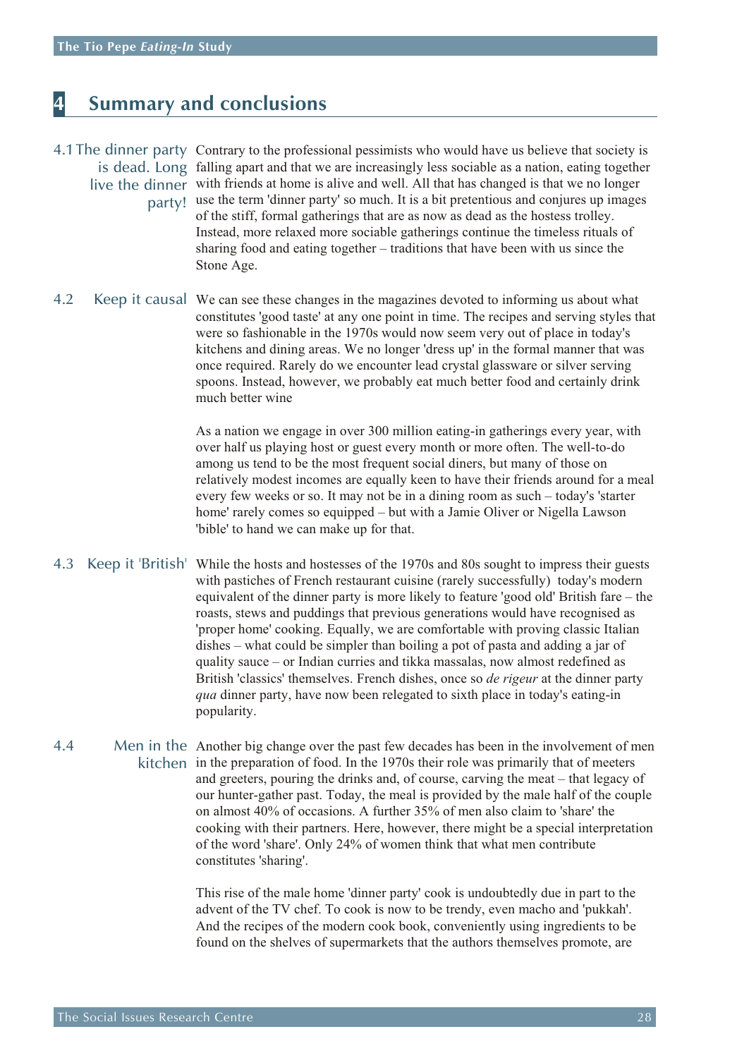# 4 Summary and conclusions

### 4.1 The dinner party is dead. Long live the dinner party!

Contrary to the professional pessimists who would have us believe that society is falling apart and that we are increasingly less sociable as a nation, eating together with friends at home is alive and well. All that has changed is that we no longer use the term 'dinner party' so much. It is a bit pretentious and conjures up images of the stiff, formal gatherings that are as now as dead as the hostess trolley. Instead, more relaxed more sociable gatherings continue the timeless rituals of sharing food and eating together – traditions that have been with us since the Stone Age.

### 4.2 Keep it causal

We can see these changes in the magazines devoted to informing us about what constitutes 'good taste' at any one point in time. The recipes and serving styles that were so fashionable in the 1970s would now seem very out of place in today's kitchens and dining areas. We no longer 'dress up' in the formal manner that was once required. Rarely do we encounter lead crystal glassware or silver serving spoons. Instead, however, we probably eat much better food and certainly drink much better wine

As a nation we engage in over 300 million eating-in gatherings every year, with over half us playing host or guest every month or more often. The well-to-do among us tend to be the most frequent social diners, but many of those on relatively modest incomes are equally keen to have their friends around for a meal every few weeks or so. It may not be in a dining room as such – today's 'starter home' rarely comes so equipped – but with a Jamie Oliver or Nigella Lawson 'bible' to hand we can make up for that.

### 4.3 Keep it 'British'

While the hosts and hostesses of the 1970s and 80s sought to impress their guests with pastiches of French restaurant cuisine (rarely successfully) today's modern equivalent of the dinner party is more likely to feature 'good old' British fare – the roasts, stews and puddings that previous generations would have recognised as 'proper home' cooking. Equally, we are comfortable with proving classic Italian dishes – what could be simpler than boiling a pot of pasta and adding a jar of quality sauce – or Indian curries and tikka massalas, now almost redefined as British 'classics' themselves. French dishes, once so *de rigeur* at the dinner party *qua* dinner party, have now been relegated to sixth place in today's eating-in popularity.

### 4.4 Men in the kitchen

Another big change over the past few decades has been in the involvement of men in the preparation of food. In the 1970s their role was primarily that of meeters and greeters, pouring the drinks and, of course, carving the meat – that legacy of our hunter-gather past. Today, the meal is provided by the male half of the couple on almost 40% of occasions. A further 35% of men also claim to 'share' the cooking with their partners. Here, however, there might be a special interpretation of the word 'share'. Only 24% of women think that what men contribute constitutes 'sharing'.

This rise of the male home 'dinner party' cook is undoubtedly due in part to the advent of the TV chef. To cook is now to be trendy, even macho and 'pukkah'. And the recipes of the modern cook book, conveniently using ingredients to be found on the shelves of supermarkets that the authors themselves promote, are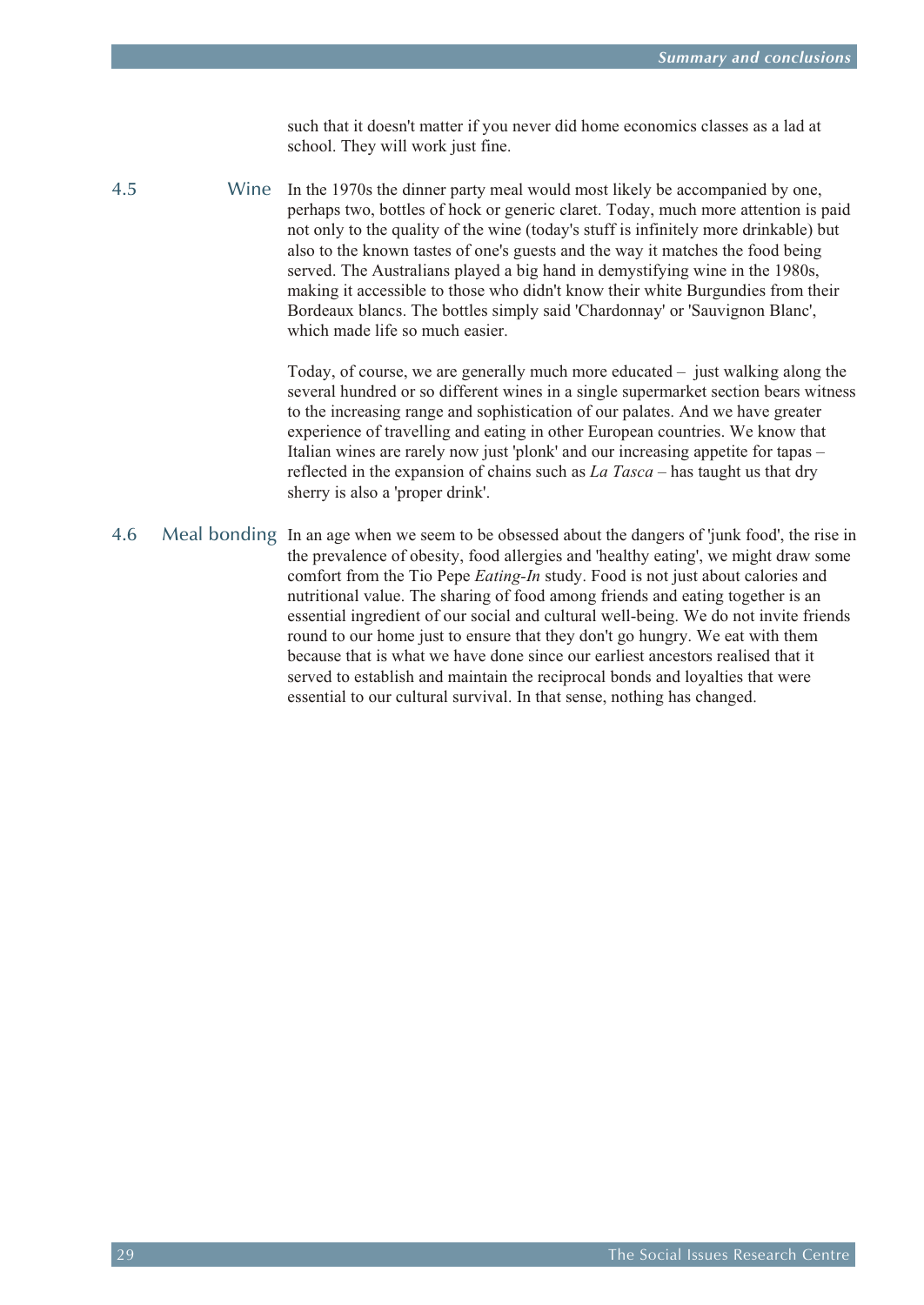such that it doesn't matter if you never did home economics classes as a lad at school. They will work just fine.

## 4.5 Wine

In the 1970s the dinner party meal would most likely be accompanied by one, perhaps two, bottles of hock or generic claret. Today, much more attention is paid not only to the quality of the wine (today's stuff is infinitely more drinkable) but also to the known tastes of one's guests and the way it matches the food being served. The Australians played a big hand in demystifying wine in the 1980s, making it accessible to those who didn't know their white Burgundies from their Bordeaux blancs. The bottles simply said 'Chardonnay' or 'Sauvignon Blanc', which made life so much easier.

Today, of course, we are generally much more educated – just walking along the several hundred or so different wines in a single supermarket section bears witness to the increasing range and sophistication of our palates. And we have greater experience of travelling and eating in other European countries. We know that Italian wines are rarely now just 'plonk' and our increasing appetite for tapas – reflected in the expansion of chains such as *La Tasca* – has taught us that dry sherry is also a 'proper drink'.

## 4.6 Meal bonding

In an age when we seem to be obsessed about the dangers of 'junk food', the rise in the prevalence of obesity, food allergies and 'healthy eating', we might draw some comfort from the Tio Pepe *Eating-In* study. Food is not just about calories and nutritional value. The sharing of food among friends and eating together is an essential ingredient of our social and cultural well-being. We do not invite friends round to our home just to ensure that they don't go hungry. We eat with them because that is what we have done since our earliest ancestors realised that it served to establish and maintain the reciprocal bonds and loyalties that were essential to our cultural survival. In that sense, nothing has changed.